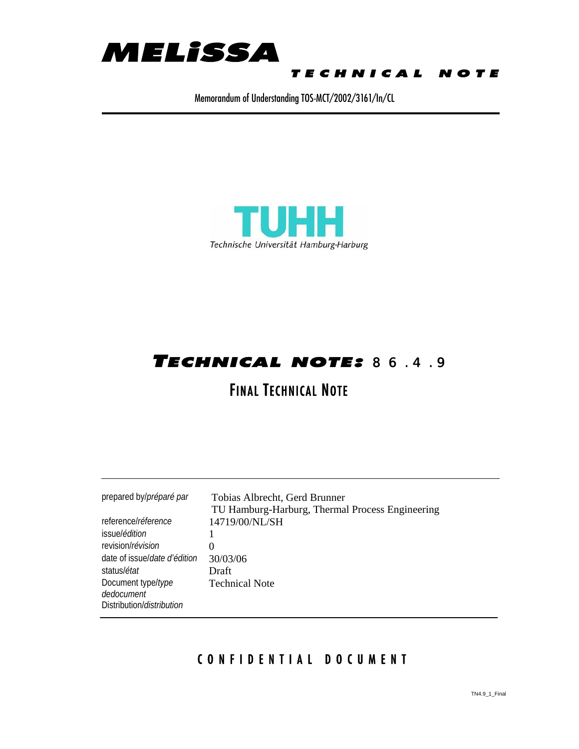# MELiSSA

**TECHNICAL NOTE**

Memorandum of Understanding TOS-MCT/2002/3161/In/CL

TUHH

Technische Universität Hamburg-Harburg

## TECHNICAL NOTE: 86.4.9

## FINAL TECHNICAL NOTE

| | |
|---|---|
| prepared by/*préparé par* | Tobias Albrecht, Gerd Brunner<br>TU Hamburg-Harburg, Thermal Process Engineering |
| reference/*réference* | 14719/00/NL/SH |
| issue/*édition* | 1 |
| revision/*révision* | 0 |
| date of issue/*date d'édition* | 30/03/06 |
| status/*état* | Draft |
| Document type/*type dedocument* | Technical Note |
| Distribution/*distribution* | |

CONFIDENTIAL DOCUMENT

TN4.9_1_Final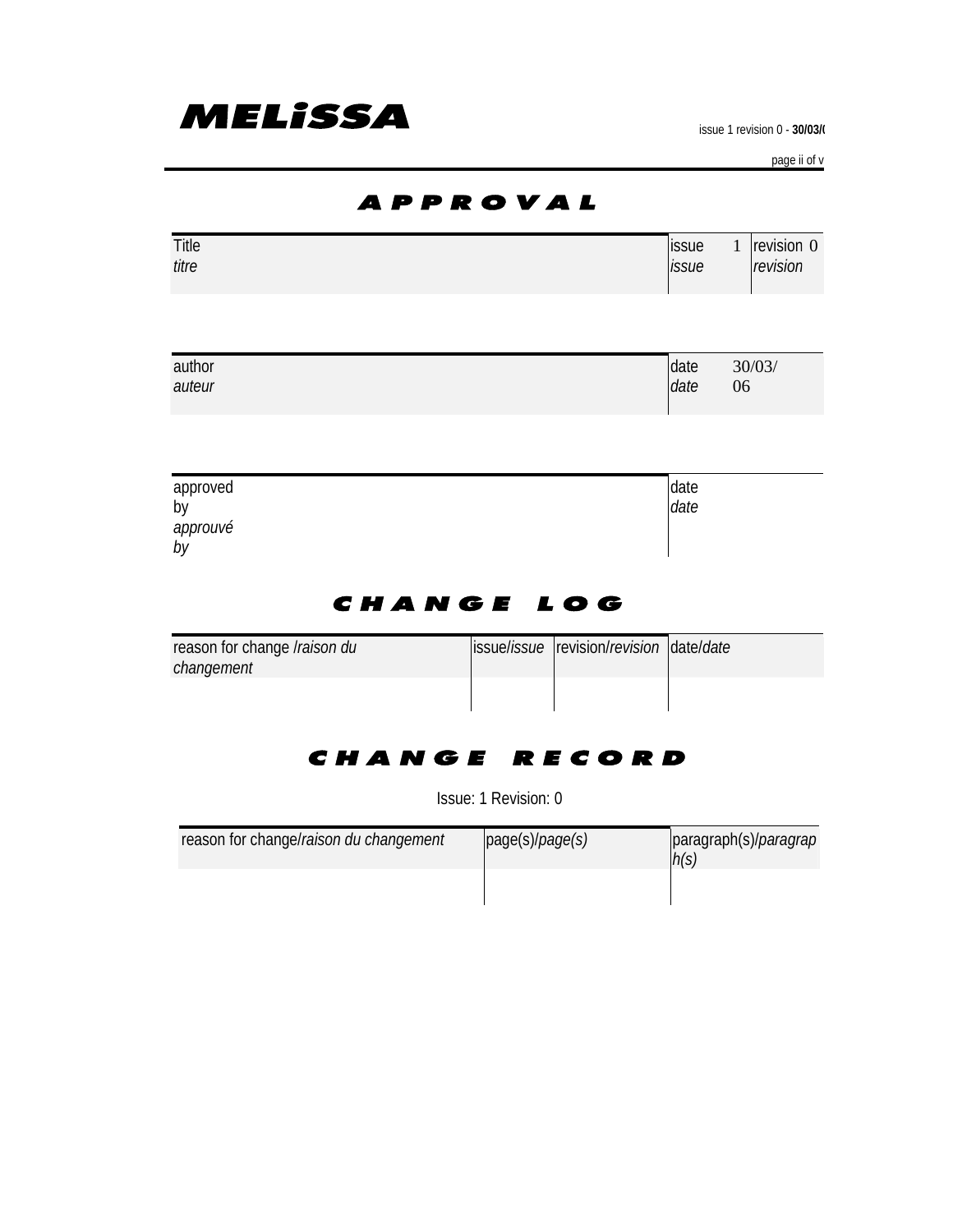# APPROVAL

| Title<br>*titre* | issue<br>*issue* 1 | revision 0<br>*revision* |
|---|---|---|

| author<br>*auteur* | date<br>*date* 30/03/06 |
|---|---|

| approved by<br>*approuvé by* | date<br>*date* |
|---|---|

# CHANGE LOG

| reason for change /*raison du changement* | issue/*issue* | revision/*revision* | date/*date* |
|---|---|---|---|
| | | | |

# CHANGE RECORD

Issue: 1 Revision: 0

| reason for change/*raison du changement* | page(s)/*page(s)* | paragraph(s)/*paragraph(s)* |
|---|---|---|
| | | |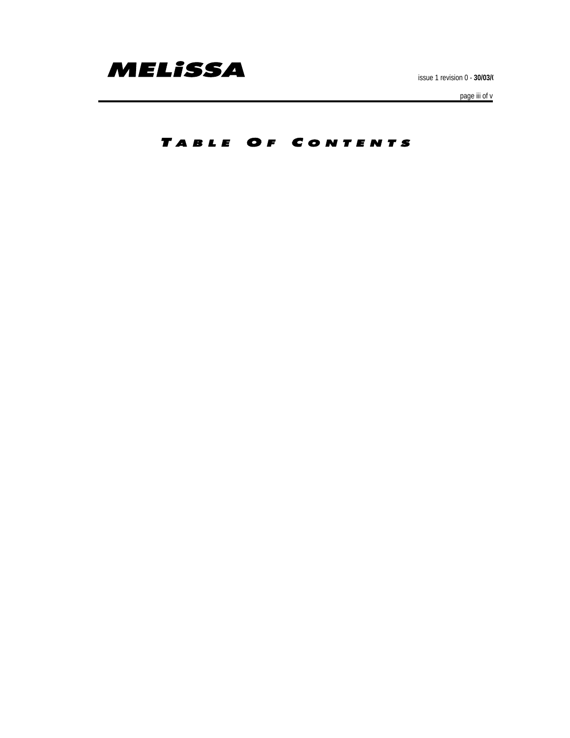# TABLE OF CONTENTS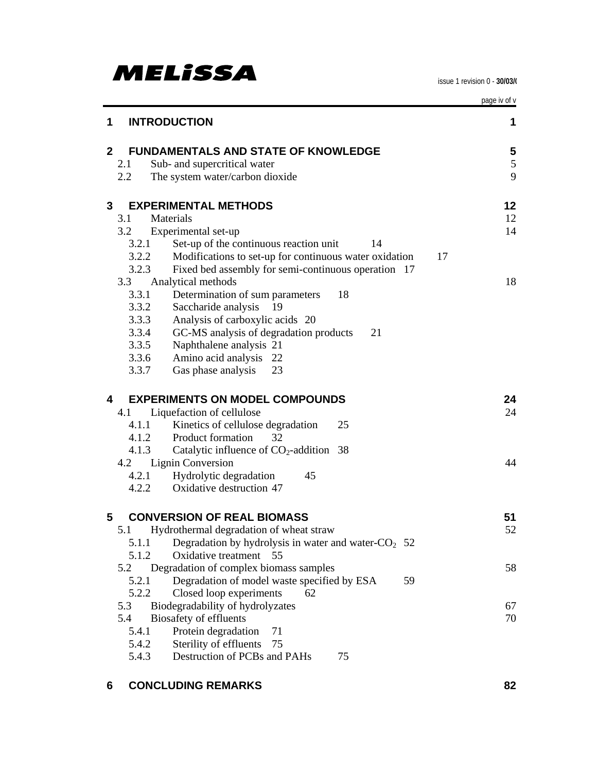| | | |
|---|---|---|
| **1** | **INTRODUCTION** | **1** |
| **2** | **FUNDAMENTALS AND STATE OF KNOWLEDGE** | **5** |
| 2.1 | Sub- and supercritical water | 5 |
| 2.2 | The system water/carbon dioxide | 9 |
| **3** | **EXPERIMENTAL METHODS** | **12** |
| 3.1 | Materials | 12 |
| 3.2 | Experimental set-up | 14 |
| 3.2.1 | Set-up of the continuous reaction unit 14 | |
| 3.2.2 | Modifications to set-up for continuous water oxidation 17 | |
| 3.2.3 | Fixed bed assembly for semi-continuous operation 17 | |
| 3.3 | Analytical methods | 18 |
| 3.3.1 | Determination of sum parameters 18 | |
| 3.3.2 | Saccharide analysis 19 | |
| 3.3.3 | Analysis of carboxylic acids 20 | |
| 3.3.4 | GC-MS analysis of degradation products 21 | |
| 3.3.5 | Naphthalene analysis 21 | |
| 3.3.6 | Amino acid analysis 22 | |
| 3.3.7 | Gas phase analysis 23 | |
| **4** | **EXPERIMENTS ON MODEL COMPOUNDS** | **24** |
| 4.1 | Liquefaction of cellulose | 24 |
| 4.1.1 | Kinetics of cellulose degradation 25 | |
| 4.1.2 | Product formation 32 | |
| 4.1.3 | Catalytic influence of $CO_2$-addition 38 | |
| 4.2 | Lignin Conversion | 44 |
| 4.2.1 | Hydrolytic degradation 45 | |
| 4.2.2 | Oxidative destruction 47 | |
| **5** | **CONVERSION OF REAL BIOMASS** | **51** |
| 5.1 | Hydrothermal degradation of wheat straw | 52 |
| 5.1.1 | Degradation by hydrolysis in water and water-$CO_2$ 52 | |
| 5.1.2 | Oxidative treatment 55 | |
| 5.2 | Degradation of complex biomass samples | 58 |
| 5.2.1 | Degradation of model waste specified by ESA 59 | |
| 5.2.2 | Closed loop experiments 62 | |
| 5.3 | Biodegradability of hydrolyzates | 67 |
| 5.4 | Biosafety of effluents | 70 |
| 5.4.1 | Protein degradation 71 | |
| 5.4.2 | Sterility of effluents 75 | |
| 5.4.3 | Destruction of PCBs and PAHs 75 | |
| **6** | **CONCLUDING REMARKS** | **82** |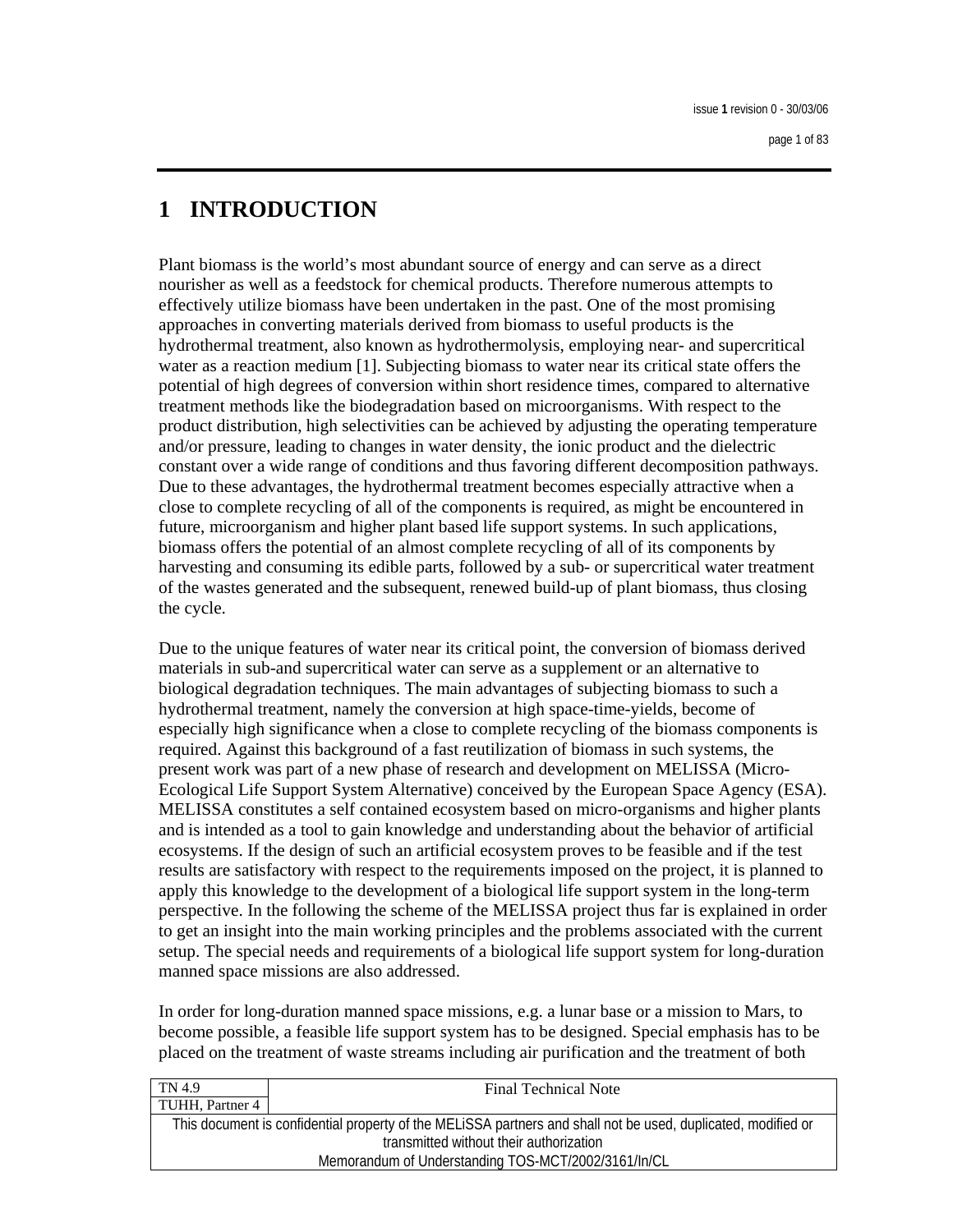# 1 INTRODUCTION

Plant biomass is the world's most abundant source of energy and can serve as a direct nourisher as well as a feedstock for chemical products. Therefore numerous attempts to effectively utilize biomass have been undertaken in the past. One of the most promising approaches in converting materials derived from biomass to useful products is the hydrothermal treatment, also known as hydrothermolysis, employing near- and supercritical water as a reaction medium [1]. Subjecting biomass to water near its critical state offers the potential of high degrees of conversion within short residence times, compared to alternative treatment methods like the biodegradation based on microorganisms. With respect to the product distribution, high selectivities can be achieved by adjusting the operating temperature and/or pressure, leading to changes in water density, the ionic product and the dielectric constant over a wide range of conditions and thus favoring different decomposition pathways. Due to these advantages, the hydrothermal treatment becomes especially attractive when a close to complete recycling of all of the components is required, as might be encountered in future, microorganism and higher plant based life support systems. In such applications, biomass offers the potential of an almost complete recycling of all of its components by harvesting and consuming its edible parts, followed by a sub- or supercritical water treatment of the wastes generated and the subsequent, renewed build-up of plant biomass, thus closing the cycle.

Due to the unique features of water near its critical point, the conversion of biomass derived materials in sub-and supercritical water can serve as a supplement or an alternative to biological degradation techniques. The main advantages of subjecting biomass to such a hydrothermal treatment, namely the conversion at high space-time-yields, become of especially high significance when a close to complete recycling of the biomass components is required. Against this background of a fast reutilization of biomass in such systems, the present work was part of a new phase of research and development on MELISSA (Micro-Ecological Life Support System Alternative) conceived by the European Space Agency (ESA). MELISSA constitutes a self contained ecosystem based on micro-organisms and higher plants and is intended as a tool to gain knowledge and understanding about the behavior of artificial ecosystems. If the design of such an artificial ecosystem proves to be feasible and if the test results are satisfactory with respect to the requirements imposed on the project, it is planned to apply this knowledge to the development of a biological life support system in the long-term perspective. In the following the scheme of the MELISSA project thus far is explained in order to get an insight into the main working principles and the problems associated with the current setup. The special needs and requirements of a biological life support system for long-duration manned space missions are also addressed.

In order for long-duration manned space missions, e.g. a lunar base or a mission to Mars, to become possible, a feasible life support system has to be designed. Special emphasis has to be placed on the treatment of waste streams including air purification and the treatment of both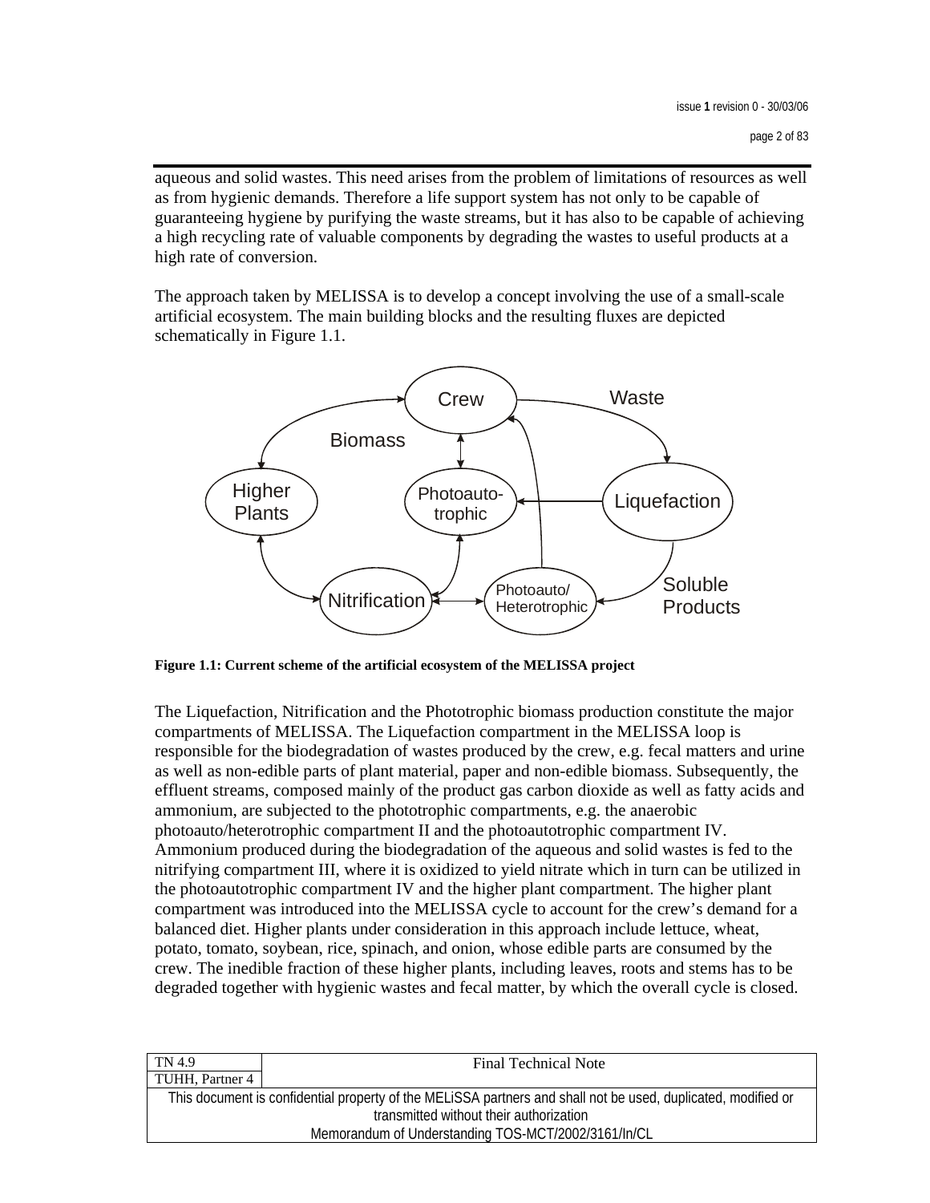aqueous and solid wastes. This need arises from the problem of limitations of resources as well as from hygienic demands. Therefore a life support system has not only to be capable of guaranteeing hygiene by purifying the waste streams, but it has also to be capable of achieving a high recycling rate of valuable components by degrading the wastes to useful products at a high rate of conversion.

The approach taken by MELISSA is to develop a concept involving the use of a small-scale artificial ecosystem. The main building blocks and the resulting fluxes are depicted schematically in Figure 1.1.

**Figure 1.1: Current scheme of the artificial ecosystem of the MELISSA project**

The Liquefaction, Nitrification and the Phototrophic biomass production constitute the major compartments of MELISSA. The Liquefaction compartment in the MELISSA loop is responsible for the biodegradation of wastes produced by the crew, e.g. fecal matters and urine as well as non-edible parts of plant material, paper and non-edible biomass. Subsequently, the effluent streams, composed mainly of the product gas carbon dioxide as well as fatty acids and ammonium, are subjected to the phototrophic compartments, e.g. the anaerobic photoauto/heterotrophic compartment II and the photoautotrophic compartment IV. Ammonium produced during the biodegradation of the aqueous and solid wastes is fed to the nitrifying compartment III, where it is oxidized to yield nitrate which in turn can be utilized in the photoautotrophic compartment IV and the higher plant compartment. The higher plant compartment was introduced into the MELISSA cycle to account for the crew's demand for a balanced diet. Higher plants under consideration in this approach include lettuce, wheat, potato, tomato, soybean, rice, spinach, and onion, whose edible parts are consumed by the crew. The inedible fraction of these higher plants, including leaves, roots and stems has to be degraded together with hygienic wastes and fecal matter, by which the overall cycle is closed.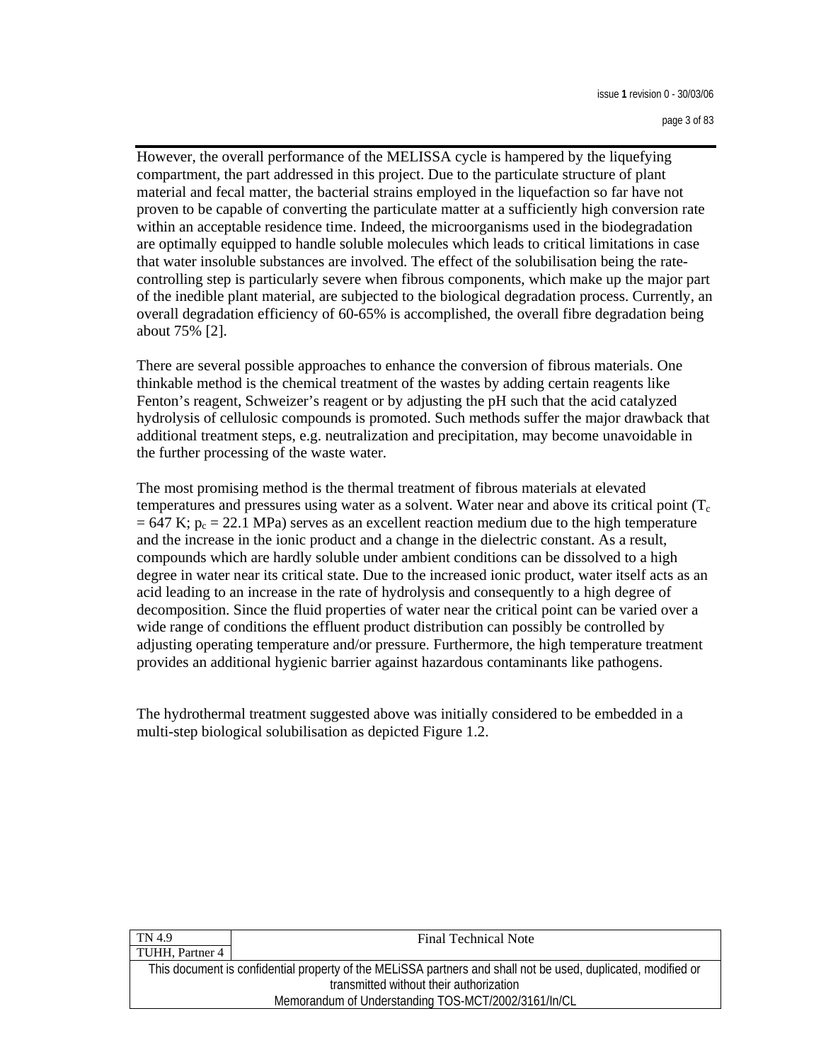However, the overall performance of the MELISSA cycle is hampered by the liquefying compartment, the part addressed in this project. Due to the particulate structure of plant material and fecal matter, the bacterial strains employed in the liquefaction so far have not proven to be capable of converting the particulate matter at a sufficiently high conversion rate within an acceptable residence time. Indeed, the microorganisms used in the biodegradation are optimally equipped to handle soluble molecules which leads to critical limitations in case that water insoluble substances are involved. The effect of the solubilisation being the rate-controlling step is particularly severe when fibrous components, which make up the major part of the inedible plant material, are subjected to the biological degradation process. Currently, an overall degradation efficiency of 60-65% is accomplished, the overall fibre degradation being about 75% [2].

There are several possible approaches to enhance the conversion of fibrous materials. One thinkable method is the chemical treatment of the wastes by adding certain reagents like Fenton's reagent, Schweizer's reagent or by adjusting the pH such that the acid catalyzed hydrolysis of cellulosic compounds is promoted. Such methods suffer the major drawback that additional treatment steps, e.g. neutralization and precipitation, may become unavoidable in the further processing of the waste water.

The most promising method is the thermal treatment of fibrous materials at elevated temperatures and pressures using water as a solvent. Water near and above its critical point ($T_c = 647$ K; $p_c = 22.1$ MPa) serves as an excellent reaction medium due to the high temperature and the increase in the ionic product and a change in the dielectric constant. As a result, compounds which are hardly soluble under ambient conditions can be dissolved to a high degree in water near its critical state. Due to the increased ionic product, water itself acts as an acid leading to an increase in the rate of hydrolysis and consequently to a high degree of decomposition. Since the fluid properties of water near the critical point can be varied over a wide range of conditions the effluent product distribution can possibly be controlled by adjusting operating temperature and/or pressure. Furthermore, the high temperature treatment provides an additional hygienic barrier against hazardous contaminants like pathogens.

The hydrothermal treatment suggested above was initially considered to be embedded in a multi-step biological solubilisation as depicted Figure 1.2.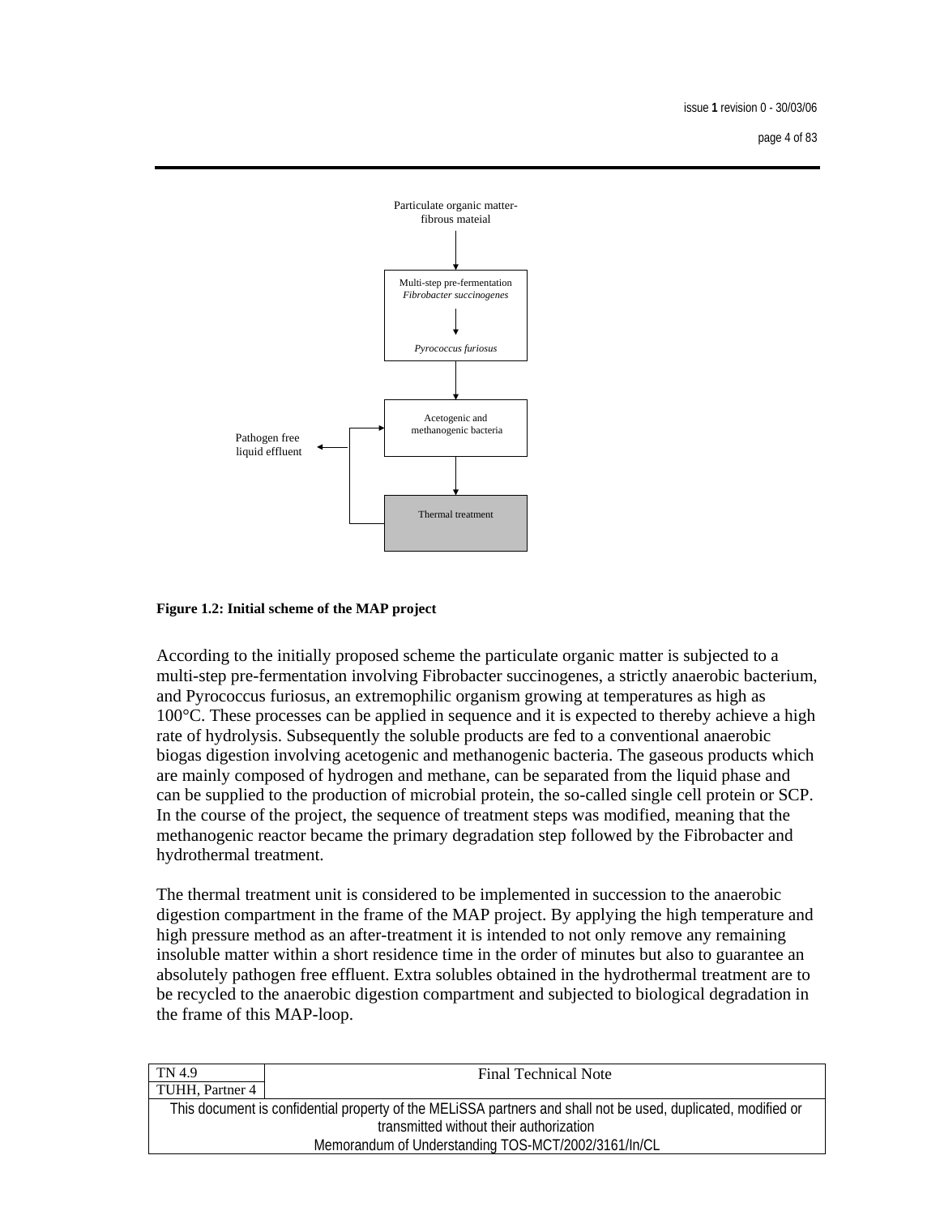Particulate organic matter-
fibrous mateial

Multi-step pre-fermentation
*Fibrobacter succinogenes*

*Pyrococcus furiosus*

Acetogenic and
methanogenic bacteria

Pathogen free
liquid effluent

Thermal treatment

**Figure 1.2: Initial scheme of the MAP project**

According to the initially proposed scheme the particulate organic matter is subjected to a multi-step pre-fermentation involving Fibrobacter succinogenes, a strictly anaerobic bacterium, and Pyrococcus furiosus, an extremophilic organism growing at temperatures as high as 100°C. These processes can be applied in sequence and it is expected to thereby achieve a high rate of hydrolysis. Subsequently the soluble products are fed to a conventional anaerobic biogas digestion involving acetogenic and methanogenic bacteria. The gaseous products which are mainly composed of hydrogen and methane, can be separated from the liquid phase and can be supplied to the production of microbial protein, the so-called single cell protein or SCP. In the course of the project, the sequence of treatment steps was modified, meaning that the methanogenic reactor became the primary degradation step followed by the Fibrobacter and hydrothermal treatment.

The thermal treatment unit is considered to be implemented in succession to the anaerobic digestion compartment in the frame of the MAP project. By applying the high temperature and high pressure method as an after-treatment it is intended to not only remove any remaining insoluble matter within a short residence time in the order of minutes but also to guarantee an absolutely pathogen free effluent. Extra solubles obtained in the hydrothermal treatment are to be recycled to the anaerobic digestion compartment and subjected to biological degradation in the frame of this MAP-loop.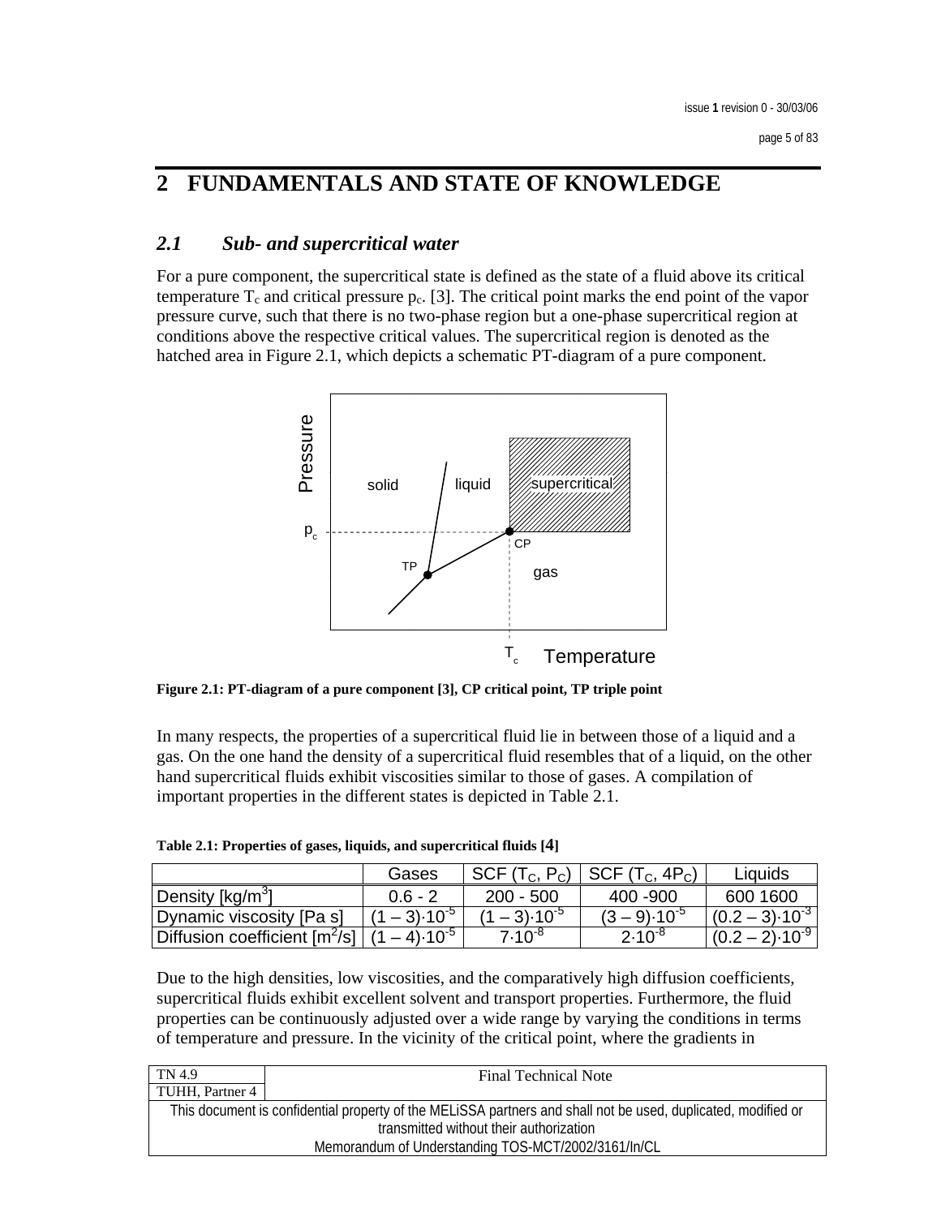# 2 FUNDAMENTALS AND STATE OF KNOWLEDGE

## 2.1 *Sub- and supercritical water*

For a pure component, the supercritical state is defined as the state of a fluid above its critical temperature $T_c$ and critical pressure $p_c$. [3]. The critical point marks the end point of the vapor pressure curve, such that there is no two-phase region but a one-phase supercritical region at conditions above the respective critical values. The supercritical region is denoted as the hatched area in Figure 2.1, which depicts a schematic PT-diagram of a pure component.

**Figure 2.1: PT-diagram of a pure component [3], CP critical point, TP triple point**

In many respects, the properties of a supercritical fluid lie in between those of a liquid and a gas. On the one hand the density of a supercritical fluid resembles that of a liquid, on the other hand supercritical fluids exhibit viscosities similar to those of gases. A compilation of important properties in the different states is depicted in Table 2.1.

**Table 2.1: Properties of gases, liquids, and supercritical fluids [4]**

| | Gases | SCF ($T_C$, $P_C$) | SCF ($T_C$, $4P_C$) | Liquids |
|---|---|---|---|---|
| Density [kg/m$^3$] | 0.6 - 2 | 200 - 500 | 400 -900 | 600 1600 |
| Dynamic viscosity [Pa s] | $(1 – 3)\cdot10^{-5}$ | $(1 – 3)\cdot10^{-5}$ | $(3 – 9)\cdot10^{-5}$ | $(0.2 – 3)\cdot10^{-3}$ |
| Diffusion coefficient [m$^2$/s] | $(1 – 4)\cdot10^{-5}$ | $7\cdot10^{-8}$ | $2\cdot10^{-8}$ | $(0.2 – 2)\cdot10^{-9}$ |

Due to the high densities, low viscosities, and the comparatively high diffusion coefficients, supercritical fluids exhibit excellent solvent and transport properties. Furthermore, the fluid properties can be continuously adjusted over a wide range by varying the conditions in terms of temperature and pressure. In the vicinity of the critical point, where the gradients in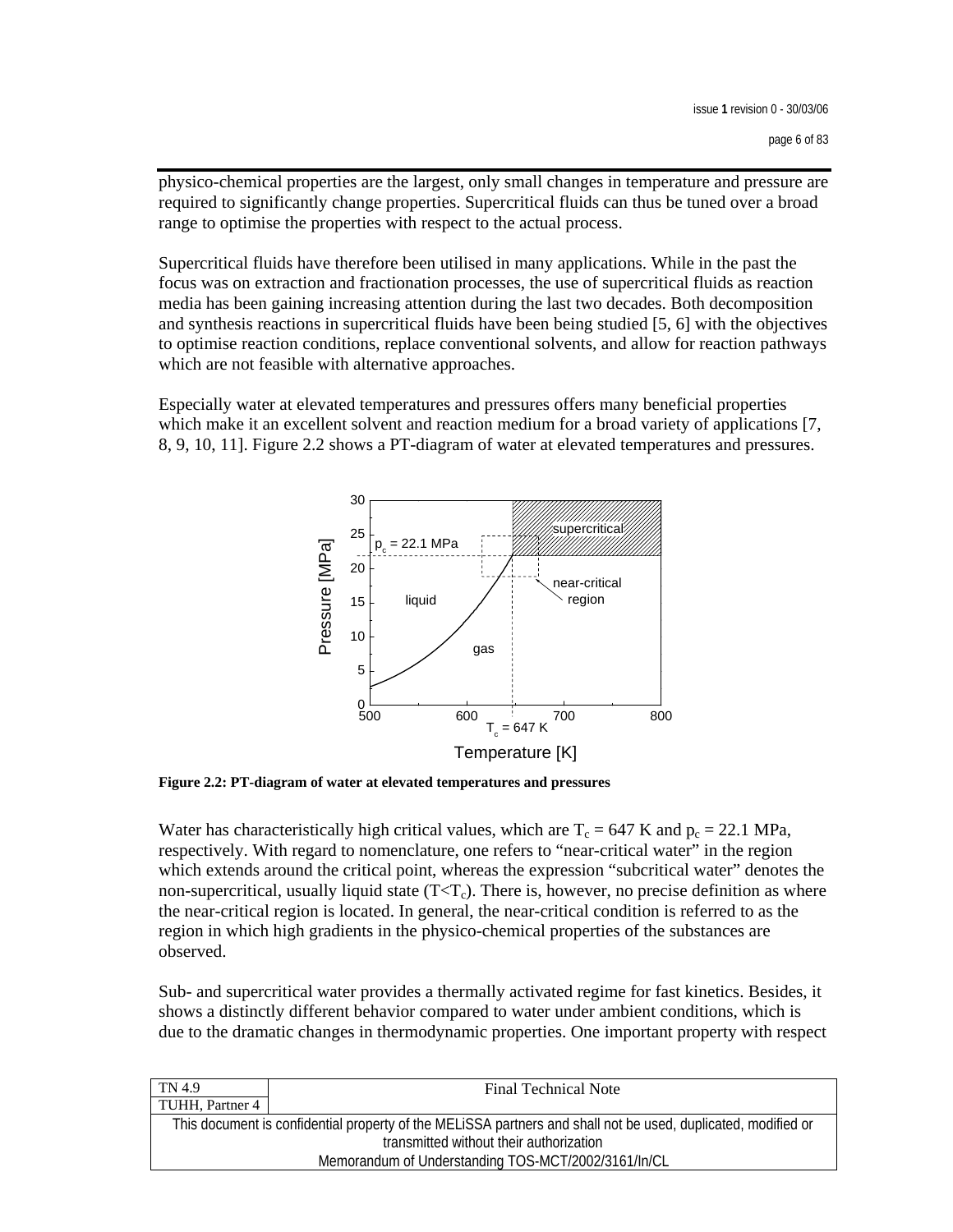physico-chemical properties are the largest, only small changes in temperature and pressure are required to significantly change properties. Supercritical fluids can thus be tuned over a broad range to optimise the properties with respect to the actual process.

Supercritical fluids have therefore been utilised in many applications. While in the past the focus was on extraction and fractionation processes, the use of supercritical fluids as reaction media has been gaining increasing attention during the last two decades. Both decomposition and synthesis reactions in supercritical fluids have been being studied [5, 6] with the objectives to optimise reaction conditions, replace conventional solvents, and allow for reaction pathways which are not feasible with alternative approaches.

Especially water at elevated temperatures and pressures offers many beneficial properties which make it an excellent solvent and reaction medium for a broad variety of applications [7, 8, 9, 10, 11]. Figure 2.2 shows a PT-diagram of water at elevated temperatures and pressures.

**Figure 2.2: PT-diagram of water at elevated temperatures and pressures**

Water has characteristically high critical values, which are $T_c = 647$ K and $p_c = 22.1$ MPa, respectively. With regard to nomenclature, one refers to "near-critical water" in the region which extends around the critical point, whereas the expression "subcritical water" denotes the non-supercritical, usually liquid state ($T<T_c$). There is, however, no precise definition as where the near-critical region is located. In general, the near-critical condition is referred to as the region in which high gradients in the physico-chemical properties of the substances are observed.

Sub- and supercritical water provides a thermally activated regime for fast kinetics. Besides, it shows a distinctly different behavior compared to water under ambient conditions, which is due to the dramatic changes in thermodynamic properties. One important property with respect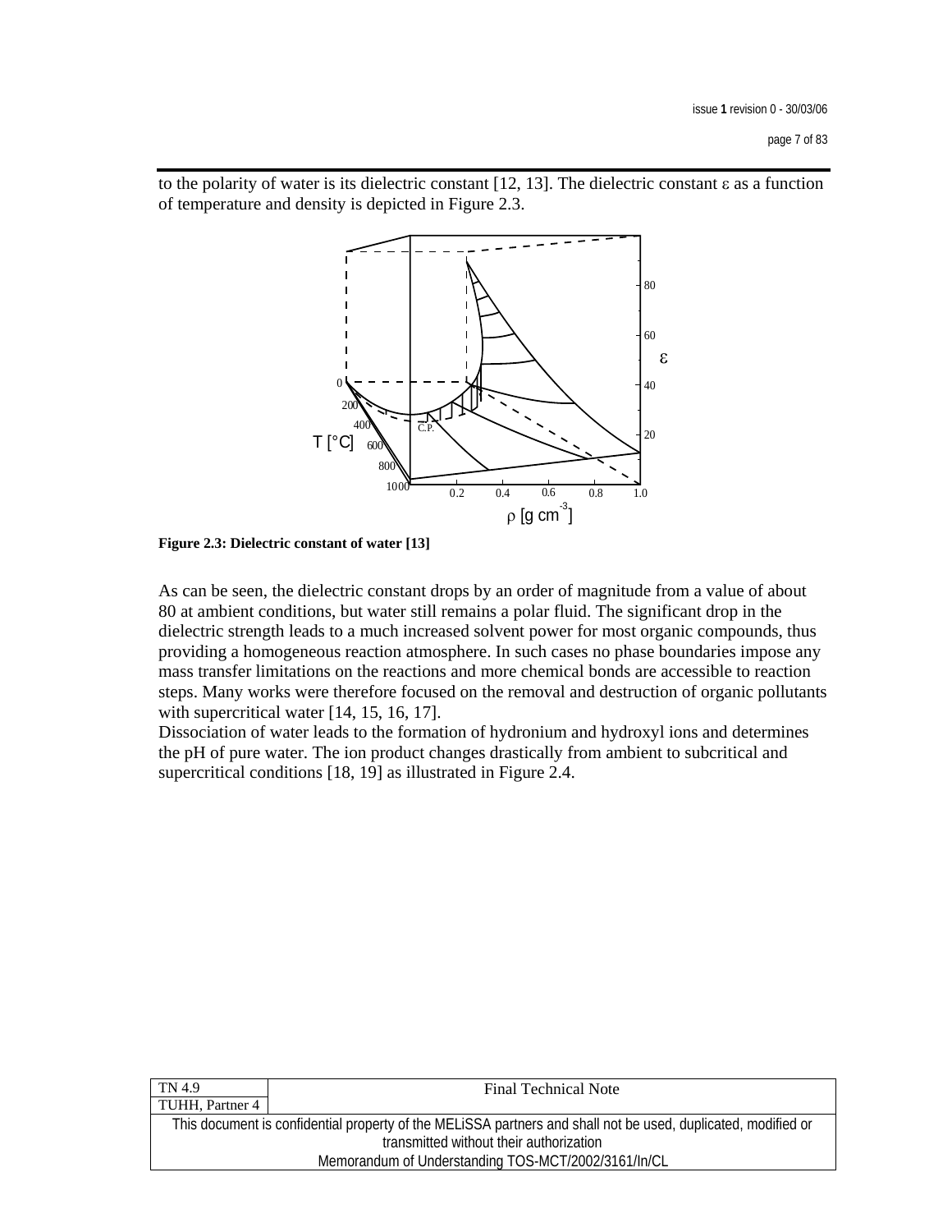to the polarity of water is its dielectric constant [12, 13]. The dielectric constant ε as a function of temperature and density is depicted in Figure 2.3.

**Figure 2.3: Dielectric constant of water [13]**

As can be seen, the dielectric constant drops by an order of magnitude from a value of about 80 at ambient conditions, but water still remains a polar fluid. The significant drop in the dielectric strength leads to a much increased solvent power for most organic compounds, thus providing a homogeneous reaction atmosphere. In such cases no phase boundaries impose any mass transfer limitations on the reactions and more chemical bonds are accessible to reaction steps. Many works were therefore focused on the removal and destruction of organic pollutants with supercritical water [14, 15, 16, 17].

Dissociation of water leads to the formation of hydronium and hydroxyl ions and determines the pH of pure water. The ion product changes drastically from ambient to subcritical and supercritical conditions [18, 19] as illustrated in Figure 2.4.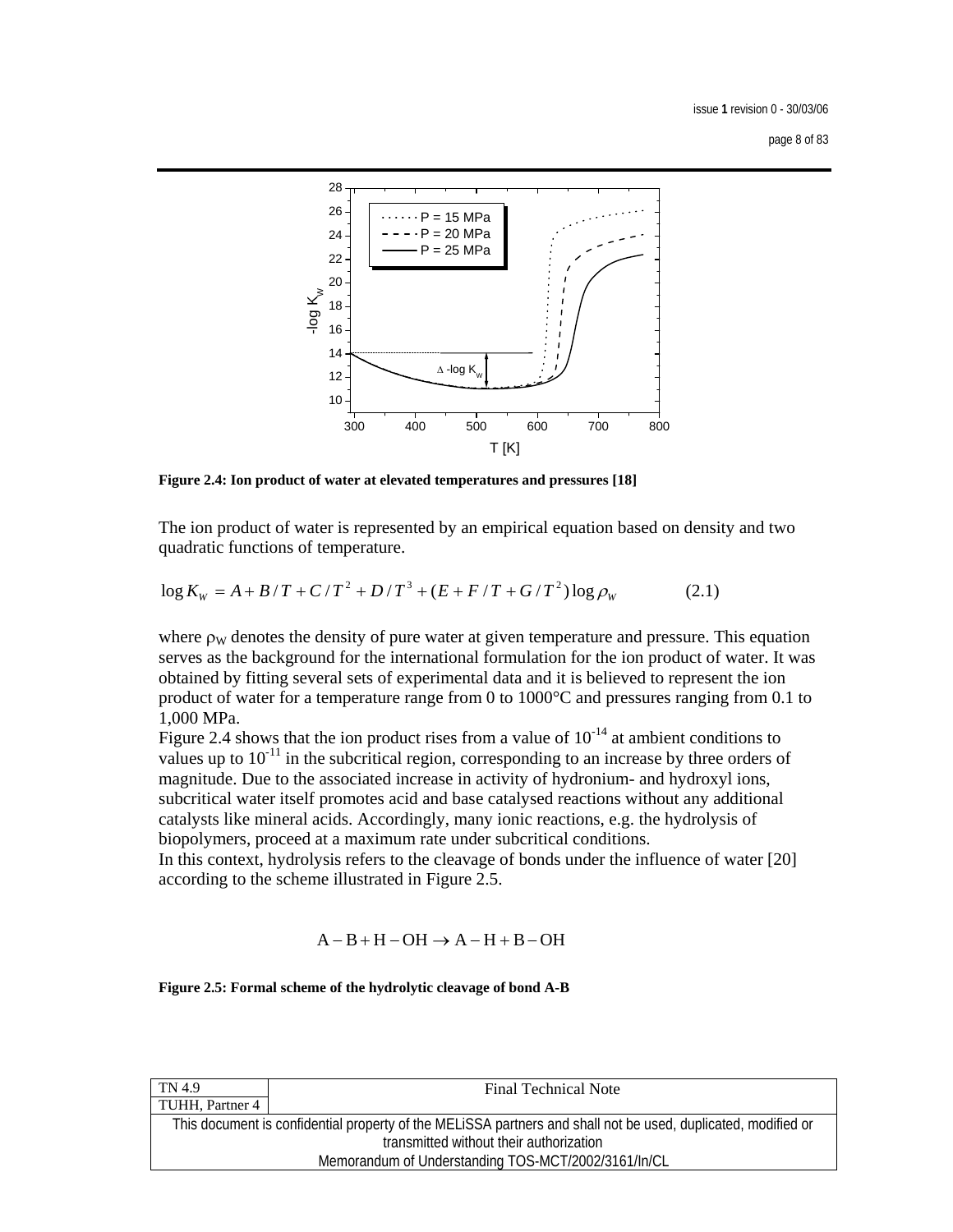Figure 2.4: Ion product of water at elevated temperatures and pressures [18]

The ion product of water is represented by an empirical equation based on density and two quadratic functions of temperature.

$$\log K_W = A + B/T + C/T^2 + D/T^3 + (E + F/T + G/T^2)\log \rho_W \qquad (2.1)$$

where $\rho_W$ denotes the density of pure water at given temperature and pressure. This equation serves as the background for the international formulation for the ion product of water. It was obtained by fitting several sets of experimental data and it is believed to represent the ion product of water for a temperature range from 0 to 1000°C and pressures ranging from 0.1 to 1,000 MPa.

Figure 2.4 shows that the ion product rises from a value of $10^{-14}$ at ambient conditions to values up to $10^{-11}$ in the subcritical region, corresponding to an increase by three orders of magnitude. Due to the associated increase in activity of hydronium- and hydroxyl ions, subcritical water itself promotes acid and base catalysed reactions without any additional catalysts like mineral acids. Accordingly, many ionic reactions, e.g. the hydrolysis of biopolymers, proceed at a maximum rate under subcritical conditions.

In this context, hydrolysis refers to the cleavage of bonds under the influence of water [20] according to the scheme illustrated in Figure 2.5.

$$\mathrm{A-B + H-OH \rightarrow A-H + B-OH}$$

**Figure 2.5: Formal scheme of the hydrolytic cleavage of bond A-B**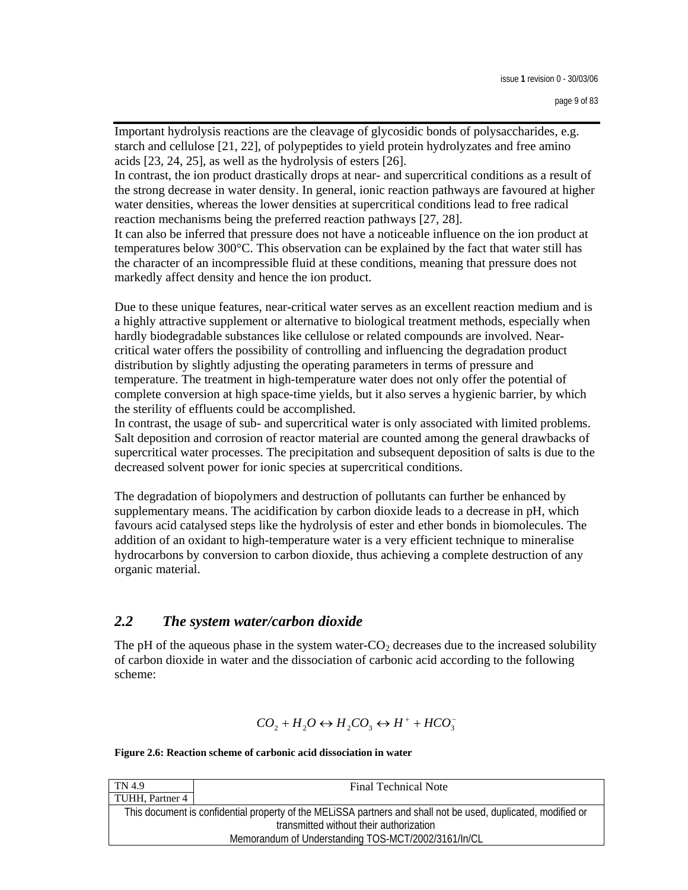Important hydrolysis reactions are the cleavage of glycosidic bonds of polysaccharides, e.g. starch and cellulose [21, 22], of polypeptides to yield protein hydrolyzates and free amino acids [23, 24, 25], as well as the hydrolysis of esters [26].

In contrast, the ion product drastically drops at near- and supercritical conditions as a result of the strong decrease in water density. In general, ionic reaction pathways are favoured at higher water densities, whereas the lower densities at supercritical conditions lead to free radical reaction mechanisms being the preferred reaction pathways [27, 28].

It can also be inferred that pressure does not have a noticeable influence on the ion product at temperatures below 300°C. This observation can be explained by the fact that water still has the character of an incompressible fluid at these conditions, meaning that pressure does not markedly affect density and hence the ion product.

Due to these unique features, near-critical water serves as an excellent reaction medium and is a highly attractive supplement or alternative to biological treatment methods, especially when hardly biodegradable substances like cellulose or related compounds are involved. Near-critical water offers the possibility of controlling and influencing the degradation product distribution by slightly adjusting the operating parameters in terms of pressure and temperature. The treatment in high-temperature water does not only offer the potential of complete conversion at high space-time yields, but it also serves a hygienic barrier, by which the sterility of effluents could be accomplished.

In contrast, the usage of sub- and supercritical water is only associated with limited problems. Salt deposition and corrosion of reactor material are counted among the general drawbacks of supercritical water processes. The precipitation and subsequent deposition of salts is due to the decreased solvent power for ionic species at supercritical conditions.

The degradation of biopolymers and destruction of pollutants can further be enhanced by supplementary means. The acidification by carbon dioxide leads to a decrease in pH, which favours acid catalysed steps like the hydrolysis of ester and ether bonds in biomolecules. The addition of an oxidant to high-temperature water is a very efficient technique to mineralise hydrocarbons by conversion to carbon dioxide, thus achieving a complete destruction of any organic material.

## *2.2 The system water/carbon dioxide*

The pH of the aqueous phase in the system water-$CO_2$ decreases due to the increased solubility of carbon dioxide in water and the dissociation of carbonic acid according to the following scheme:

$$CO_2 + H_2O \leftrightarrow H_2CO_3 \leftrightarrow H^+ + HCO_3^-$$

**Figure 2.6: Reaction scheme of carbonic acid dissociation in water**

| TN 4.9 | Final Technical Note |
| --- | --- |
| TUHH, Partner 4 | |

This document is confidential property of the MELiSSA partners and shall not be used, duplicated, modified or transmitted without their authorization

Memorandum of Understanding TOS-MCT/2002/3161/In/CL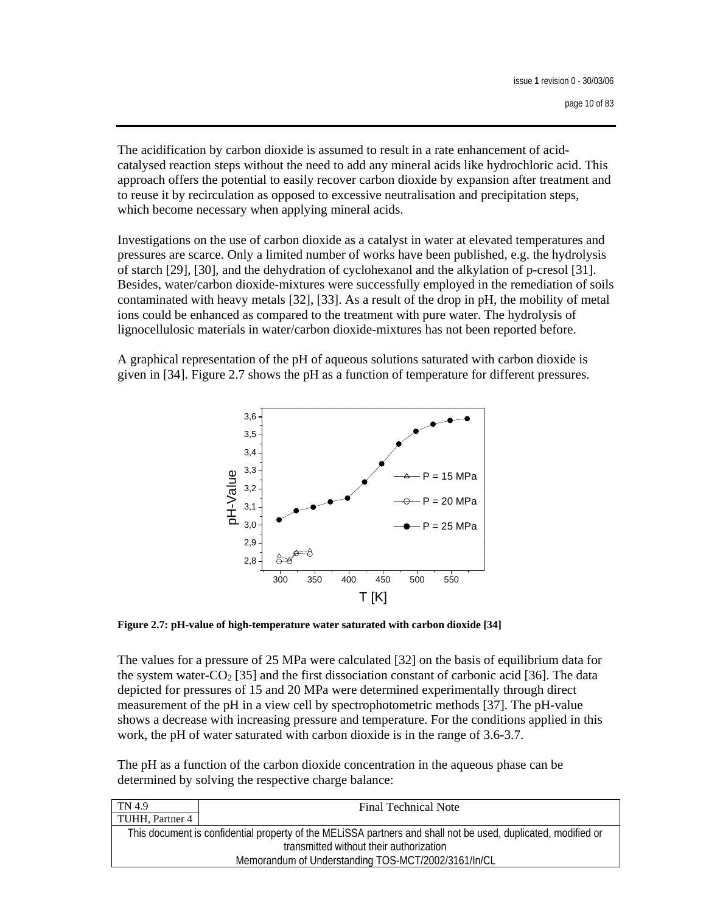The acidification by carbon dioxide is assumed to result in a rate enhancement of acid-catalysed reaction steps without the need to add any mineral acids like hydrochloric acid. This approach offers the potential to easily recover carbon dioxide by expansion after treatment and to reuse it by recirculation as opposed to excessive neutralisation and precipitation steps, which become necessary when applying mineral acids.

Investigations on the use of carbon dioxide as a catalyst in water at elevated temperatures and pressures are scarce. Only a limited number of works have been published, e.g. the hydrolysis of starch [29], [30], and the dehydration of cyclohexanol and the alkylation of p-cresol [31]. Besides, water/carbon dioxide-mixtures were successfully employed in the remediation of soils contaminated with heavy metals [32], [33]. As a result of the drop in pH, the mobility of metal ions could be enhanced as compared to the treatment with pure water. The hydrolysis of lignocellulosic materials in water/carbon dioxide-mixtures has not been reported before.

A graphical representation of the pH of aqueous solutions saturated with carbon dioxide is given in [34]. Figure 2.7 shows the pH as a function of temperature for different pressures.

**Figure 2.7: pH-value of high-temperature water saturated with carbon dioxide [34]**

The values for a pressure of 25 MPa were calculated [32] on the basis of equilibrium data for the system water-$CO_2$ [35] and the first dissociation constant of carbonic acid [36]. The data depicted for pressures of 15 and 20 MPa were determined experimentally through direct measurement of the pH in a view cell by spectrophotometric methods [37]. The pH-value shows a decrease with increasing pressure and temperature. For the conditions applied in this work, the pH of water saturated with carbon dioxide is in the range of 3.6-3.7.

The pH as a function of the carbon dioxide concentration in the aqueous phase can be determined by solving the respective charge balance: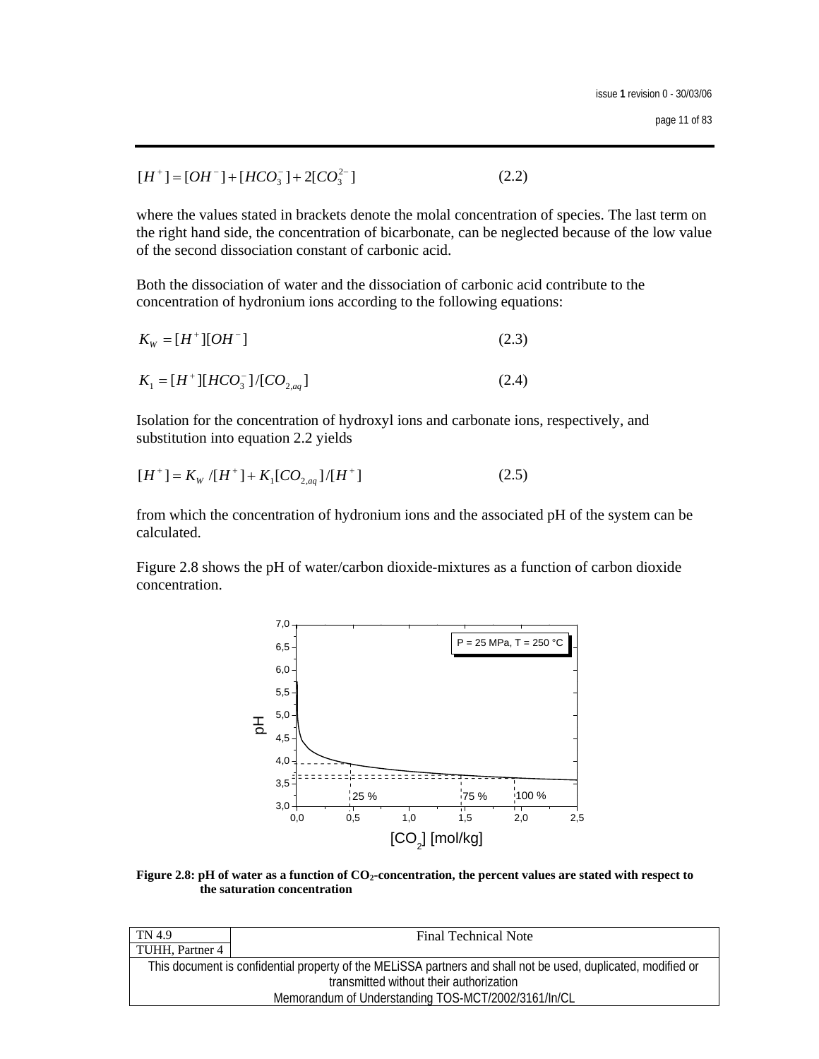$$[H^+] = [OH^-] + [HCO_3^-] + 2[CO_3^{2-}] \qquad (2.2)$$

where the values stated in brackets denote the molal concentration of species. The last term on the right hand side, the concentration of bicarbonate, can be neglected because of the low value of the second dissociation constant of carbonic acid.

Both the dissociation of water and the dissociation of carbonic acid contribute to the concentration of hydronium ions according to the following equations:

$$K_W = [H^+][OH^-] \qquad (2.3)$$

$$K_1 = [H^+][HCO_3^-]/[CO_{2,aq}] \qquad (2.4)$$

Isolation for the concentration of hydroxyl ions and carbonate ions, respectively, and substitution into equation 2.2 yields

$$[H^+] = K_W /[H^+] + K_1[CO_{2,aq}]/[H^+] \qquad (2.5)$$

from which the concentration of hydronium ions and the associated pH of the system can be calculated.

Figure 2.8 shows the pH of water/carbon dioxide-mixtures as a function of carbon dioxide concentration.

**Figure 2.8: pH of water as a function of $CO_2$-concentration, the percent values are stated with respect to the saturation concentration**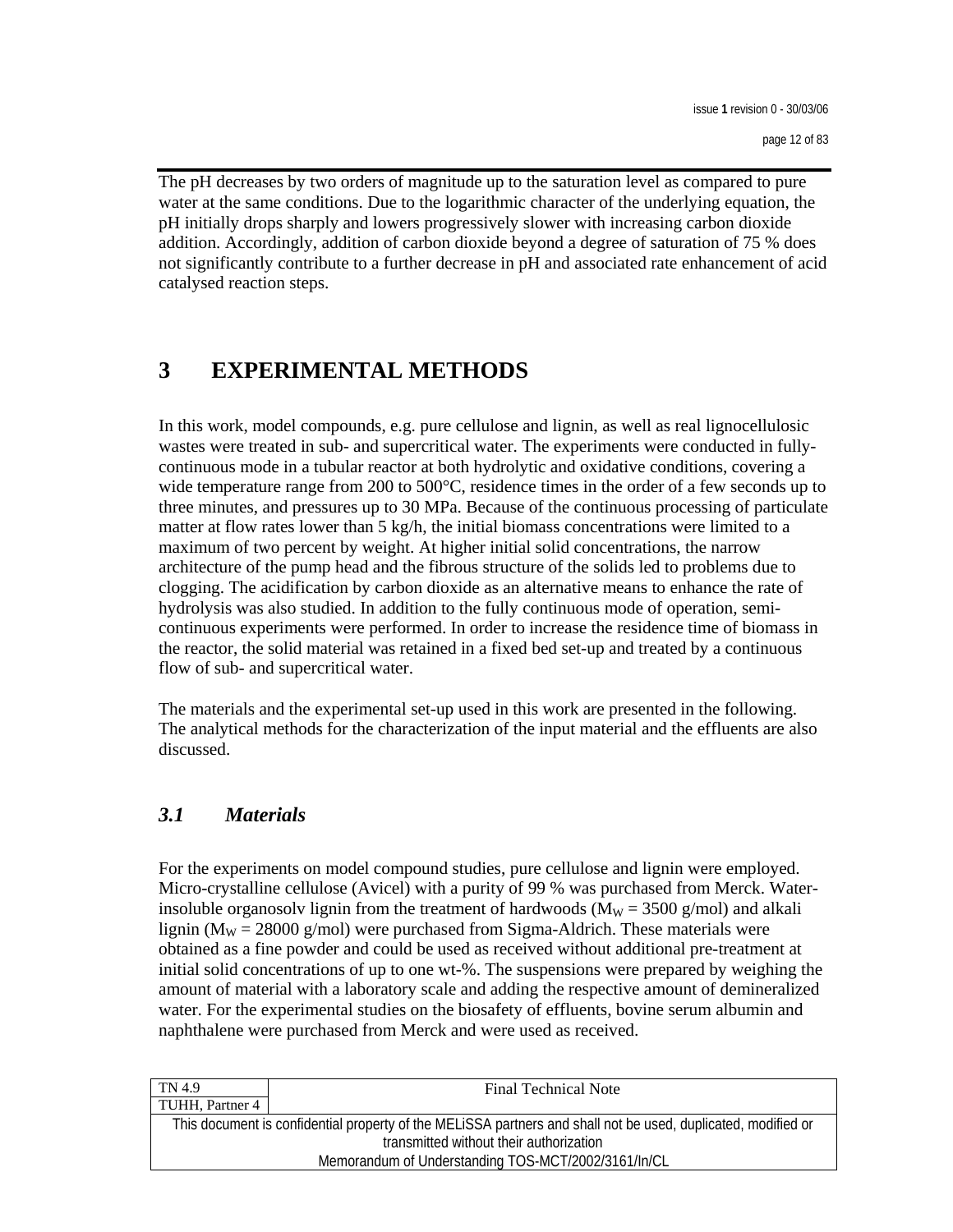The pH decreases by two orders of magnitude up to the saturation level as compared to pure water at the same conditions. Due to the logarithmic character of the underlying equation, the pH initially drops sharply and lowers progressively slower with increasing carbon dioxide addition. Accordingly, addition of carbon dioxide beyond a degree of saturation of 75 % does not significantly contribute to a further decrease in pH and associated rate enhancement of acid catalysed reaction steps.

# 3 EXPERIMENTAL METHODS

In this work, model compounds, e.g. pure cellulose and lignin, as well as real lignocellulosic wastes were treated in sub- and supercritical water. The experiments were conducted in fully-continuous mode in a tubular reactor at both hydrolytic and oxidative conditions, covering a wide temperature range from 200 to 500°C, residence times in the order of a few seconds up to three minutes, and pressures up to 30 MPa. Because of the continuous processing of particulate matter at flow rates lower than 5 kg/h, the initial biomass concentrations were limited to a maximum of two percent by weight. At higher initial solid concentrations, the narrow architecture of the pump head and the fibrous structure of the solids led to problems due to clogging. The acidification by carbon dioxide as an alternative means to enhance the rate of hydrolysis was also studied. In addition to the fully continuous mode of operation, semi-continuous experiments were performed. In order to increase the residence time of biomass in the reactor, the solid material was retained in a fixed bed set-up and treated by a continuous flow of sub- and supercritical water.

The materials and the experimental set-up used in this work are presented in the following. The analytical methods for the characterization of the input material and the effluents are also discussed.

## *3.1 Materials*

For the experiments on model compound studies, pure cellulose and lignin were employed. Micro-crystalline cellulose (Avicel) with a purity of 99 % was purchased from Merck. Water-insoluble organosolv lignin from the treatment of hardwoods ($M_W$ = 3500 g/mol) and alkali lignin ($M_W$ = 28000 g/mol) were purchased from Sigma-Aldrich. These materials were obtained as a fine powder and could be used as received without additional pre-treatment at initial solid concentrations of up to one wt-%. The suspensions were prepared by weighing the amount of material with a laboratory scale and adding the respective amount of demineralized water. For the experimental studies on the biosafety of effluents, bovine serum albumin and naphthalene were purchased from Merck and were used as received.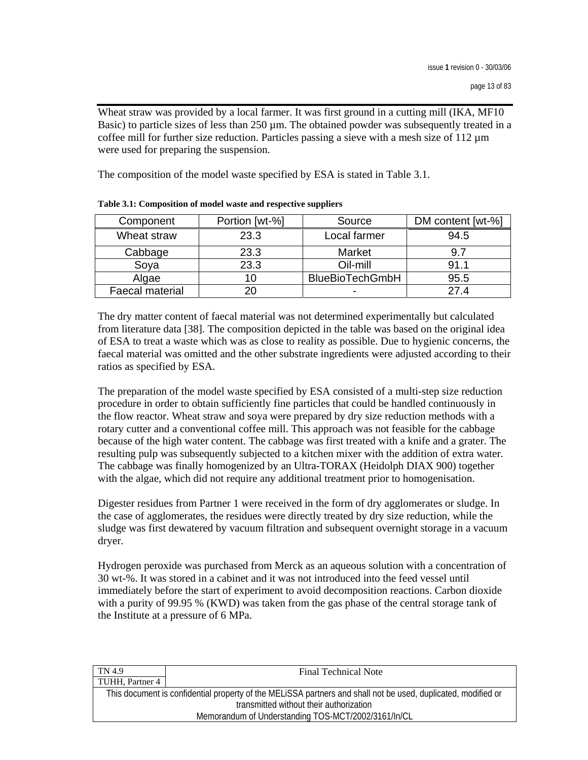Wheat straw was provided by a local farmer. It was first ground in a cutting mill (IKA, MF10 Basic) to particle sizes of less than 250 µm. The obtained powder was subsequently treated in a coffee mill for further size reduction. Particles passing a sieve with a mesh size of 112 µm were used for preparing the suspension.

The composition of the model waste specified by ESA is stated in Table 3.1.

**Table 3.1: Composition of model waste and respective suppliers**

| Component | Portion [wt-%] | Source | DM content [wt-%] |
| --- | --- | --- | --- |
| Wheat straw | 23.3 | Local farmer | 94.5 |
| Cabbage | 23.3 | Market | 9.7 |
| Soya | 23.3 | Oil-mill | 91.1 |
| Algae | 10 | BlueBioTechGmbH | 95.5 |
| Faecal material | 20 | - | 27.4 |

The dry matter content of faecal material was not determined experimentally but calculated from literature data [38]. The composition depicted in the table was based on the original idea of ESA to treat a waste which was as close to reality as possible. Due to hygienic concerns, the faecal material was omitted and the other substrate ingredients were adjusted according to their ratios as specified by ESA.

The preparation of the model waste specified by ESA consisted of a multi-step size reduction procedure in order to obtain sufficiently fine particles that could be handled continuously in the flow reactor. Wheat straw and soya were prepared by dry size reduction methods with a rotary cutter and a conventional coffee mill. This approach was not feasible for the cabbage because of the high water content. The cabbage was first treated with a knife and a grater. The resulting pulp was subsequently subjected to a kitchen mixer with the addition of extra water. The cabbage was finally homogenized by an Ultra-TORAX (Heidolph DIAX 900) together with the algae, which did not require any additional treatment prior to homogenisation.

Digester residues from Partner 1 were received in the form of dry agglomerates or sludge. In the case of agglomerates, the residues were directly treated by dry size reduction, while the sludge was first dewatered by vacuum filtration and subsequent overnight storage in a vacuum dryer.

Hydrogen peroxide was purchased from Merck as an aqueous solution with a concentration of 30 wt-%. It was stored in a cabinet and it was not introduced into the feed vessel until immediately before the start of experiment to avoid decomposition reactions. Carbon dioxide with a purity of 99.95 % (KWD) was taken from the gas phase of the central storage tank of the Institute at a pressure of 6 MPa.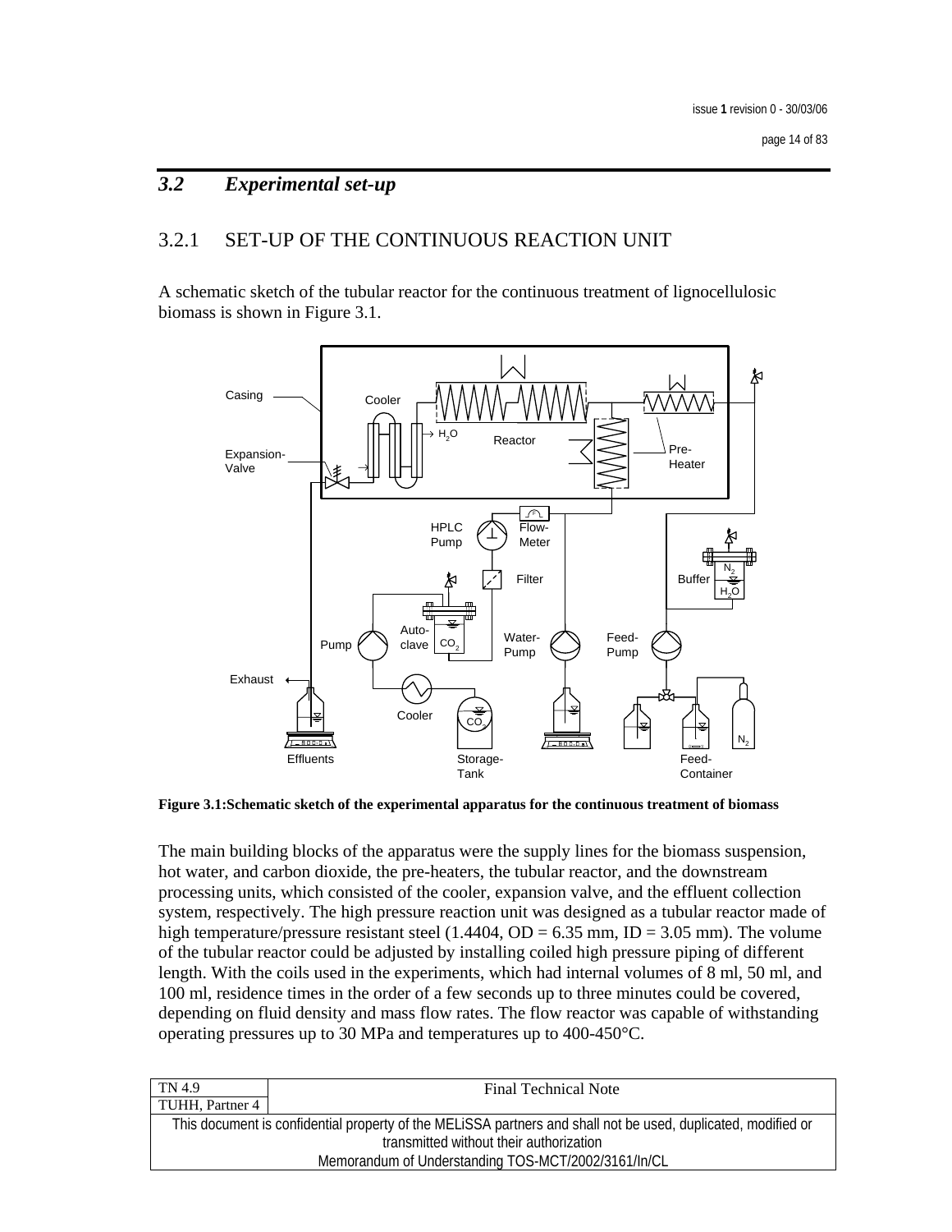## 3.2 *Experimental set-up*

### 3.2.1 SET-UP OF THE CONTINUOUS REACTION UNIT

A schematic sketch of the tubular reactor for the continuous treatment of lignocellulosic biomass is shown in Figure 3.1.

**Figure 3.1:Schematic sketch of the experimental apparatus for the continuous treatment of biomass**

The main building blocks of the apparatus were the supply lines for the biomass suspension, hot water, and carbon dioxide, the pre-heaters, the tubular reactor, and the downstream processing units, which consisted of the cooler, expansion valve, and the effluent collection system, respectively. The high pressure reaction unit was designed as a tubular reactor made of high temperature/pressure resistant steel (1.4404, OD = 6.35 mm, ID = 3.05 mm). The volume of the tubular reactor could be adjusted by installing coiled high pressure piping of different length. With the coils used in the experiments, which had internal volumes of 8 ml, 50 ml, and 100 ml, residence times in the order of a few seconds up to three minutes could be covered, depending on fluid density and mass flow rates. The flow reactor was capable of withstanding operating pressures up to 30 MPa and temperatures up to 400-450°C.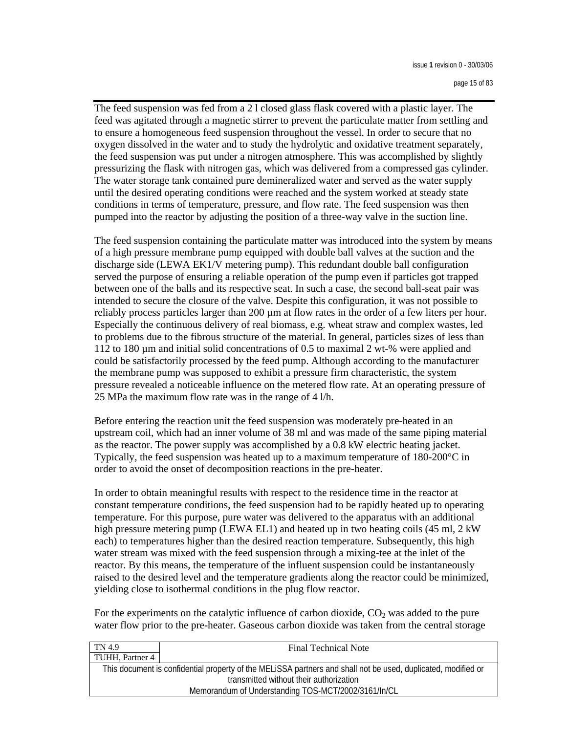The feed suspension was fed from a 2 l closed glass flask covered with a plastic layer. The feed was agitated through a magnetic stirrer to prevent the particulate matter from settling and to ensure a homogeneous feed suspension throughout the vessel. In order to secure that no oxygen dissolved in the water and to study the hydrolytic and oxidative treatment separately, the feed suspension was put under a nitrogen atmosphere. This was accomplished by slightly pressurizing the flask with nitrogen gas, which was delivered from a compressed gas cylinder. The water storage tank contained pure demineralized water and served as the water supply until the desired operating conditions were reached and the system worked at steady state conditions in terms of temperature, pressure, and flow rate. The feed suspension was then pumped into the reactor by adjusting the position of a three-way valve in the suction line.

The feed suspension containing the particulate matter was introduced into the system by means of a high pressure membrane pump equipped with double ball valves at the suction and the discharge side (LEWA EK1/V metering pump). This redundant double ball configuration served the purpose of ensuring a reliable operation of the pump even if particles got trapped between one of the balls and its respective seat. In such a case, the second ball-seat pair was intended to secure the closure of the valve. Despite this configuration, it was not possible to reliably process particles larger than 200 µm at flow rates in the order of a few liters per hour. Especially the continuous delivery of real biomass, e.g. wheat straw and complex wastes, led to problems due to the fibrous structure of the material. In general, particles sizes of less than 112 to 180 µm and initial solid concentrations of 0.5 to maximal 2 wt-% were applied and could be satisfactorily processed by the feed pump. Although according to the manufacturer the membrane pump was supposed to exhibit a pressure firm characteristic, the system pressure revealed a noticeable influence on the metered flow rate. At an operating pressure of 25 MPa the maximum flow rate was in the range of 4 l/h.

Before entering the reaction unit the feed suspension was moderately pre-heated in an upstream coil, which had an inner volume of 38 ml and was made of the same piping material as the reactor. The power supply was accomplished by a 0.8 kW electric heating jacket. Typically, the feed suspension was heated up to a maximum temperature of 180-200°C in order to avoid the onset of decomposition reactions in the pre-heater.

In order to obtain meaningful results with respect to the residence time in the reactor at constant temperature conditions, the feed suspension had to be rapidly heated up to operating temperature. For this purpose, pure water was delivered to the apparatus with an additional high pressure metering pump (LEWA EL1) and heated up in two heating coils (45 ml, 2 kW each) to temperatures higher than the desired reaction temperature. Subsequently, this high water stream was mixed with the feed suspension through a mixing-tee at the inlet of the reactor. By this means, the temperature of the influent suspension could be instantaneously raised to the desired level and the temperature gradients along the reactor could be minimized, yielding close to isothermal conditions in the plug flow reactor.

For the experiments on the catalytic influence of carbon dioxide, $CO_2$ was added to the pure water flow prior to the pre-heater. Gaseous carbon dioxide was taken from the central storage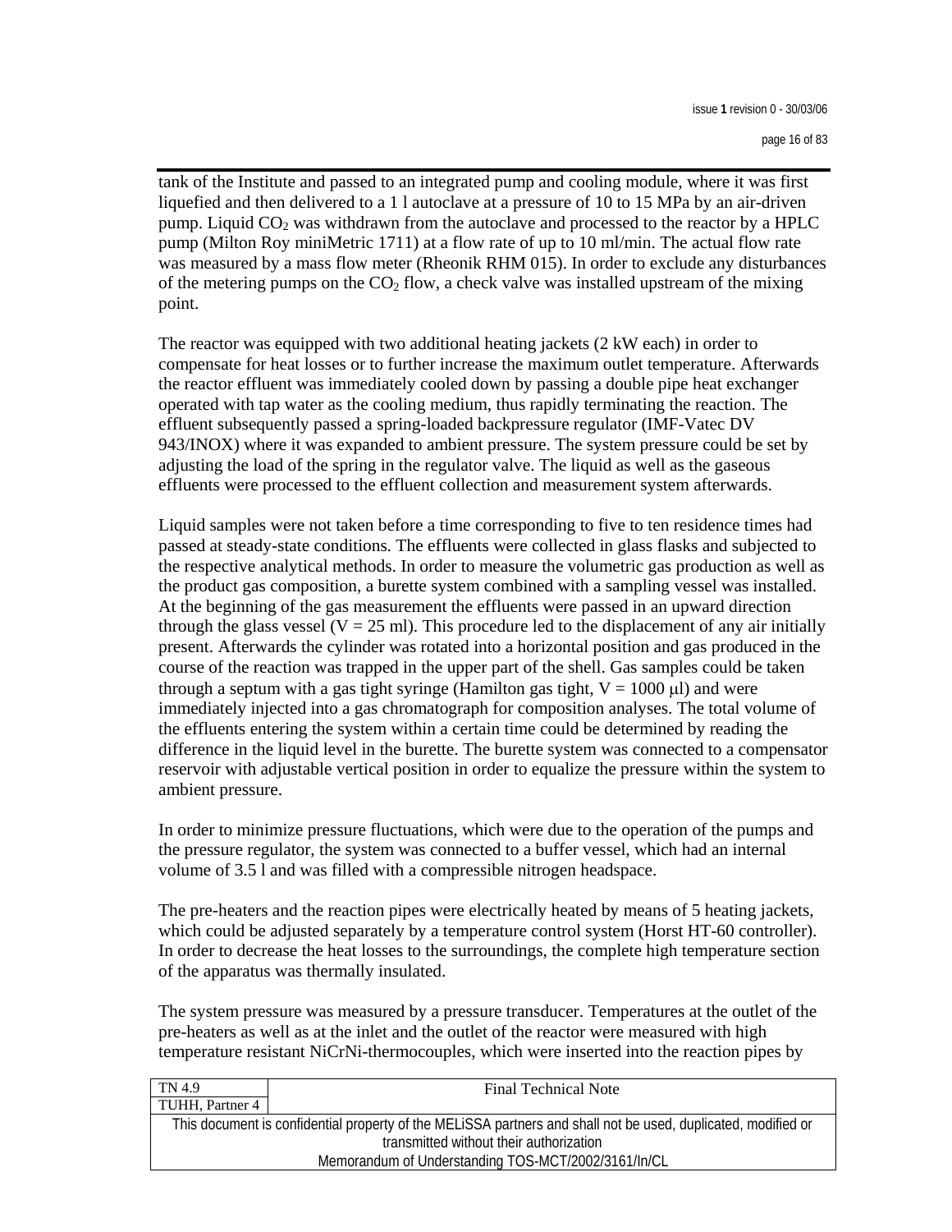tank of the Institute and passed to an integrated pump and cooling module, where it was first liquefied and then delivered to a 1 l autoclave at a pressure of 10 to 15 MPa by an air-driven pump. Liquid $CO_2$ was withdrawn from the autoclave and processed to the reactor by a HPLC pump (Milton Roy miniMetric 1711) at a flow rate of up to 10 ml/min. The actual flow rate was measured by a mass flow meter (Rheonik RHM 015). In order to exclude any disturbances of the metering pumps on the $CO_2$ flow, a check valve was installed upstream of the mixing point.

The reactor was equipped with two additional heating jackets (2 kW each) in order to compensate for heat losses or to further increase the maximum outlet temperature. Afterwards the reactor effluent was immediately cooled down by passing a double pipe heat exchanger operated with tap water as the cooling medium, thus rapidly terminating the reaction. The effluent subsequently passed a spring-loaded backpressure regulator (IMF-Vatec DV 943/INOX) where it was expanded to ambient pressure. The system pressure could be set by adjusting the load of the spring in the regulator valve. The liquid as well as the gaseous effluents were processed to the effluent collection and measurement system afterwards.

Liquid samples were not taken before a time corresponding to five to ten residence times had passed at steady-state conditions. The effluents were collected in glass flasks and subjected to the respective analytical methods. In order to measure the volumetric gas production as well as the product gas composition, a burette system combined with a sampling vessel was installed. At the beginning of the gas measurement the effluents were passed in an upward direction through the glass vessel ($V = 25$ ml). This procedure led to the displacement of any air initially present. Afterwards the cylinder was rotated into a horizontal position and gas produced in the course of the reaction was trapped in the upper part of the shell. Gas samples could be taken through a septum with a gas tight syringe (Hamilton gas tight, $V = 1000$ μl) and were immediately injected into a gas chromatograph for composition analyses. The total volume of the effluents entering the system within a certain time could be determined by reading the difference in the liquid level in the burette. The burette system was connected to a compensator reservoir with adjustable vertical position in order to equalize the pressure within the system to ambient pressure.

In order to minimize pressure fluctuations, which were due to the operation of the pumps and the pressure regulator, the system was connected to a buffer vessel, which had an internal volume of 3.5 l and was filled with a compressible nitrogen headspace.

The pre-heaters and the reaction pipes were electrically heated by means of 5 heating jackets, which could be adjusted separately by a temperature control system (Horst HT-60 controller). In order to decrease the heat losses to the surroundings, the complete high temperature section of the apparatus was thermally insulated.

The system pressure was measured by a pressure transducer. Temperatures at the outlet of the pre-heaters as well as at the inlet and the outlet of the reactor were measured with high temperature resistant NiCrNi-thermocouples, which were inserted into the reaction pipes by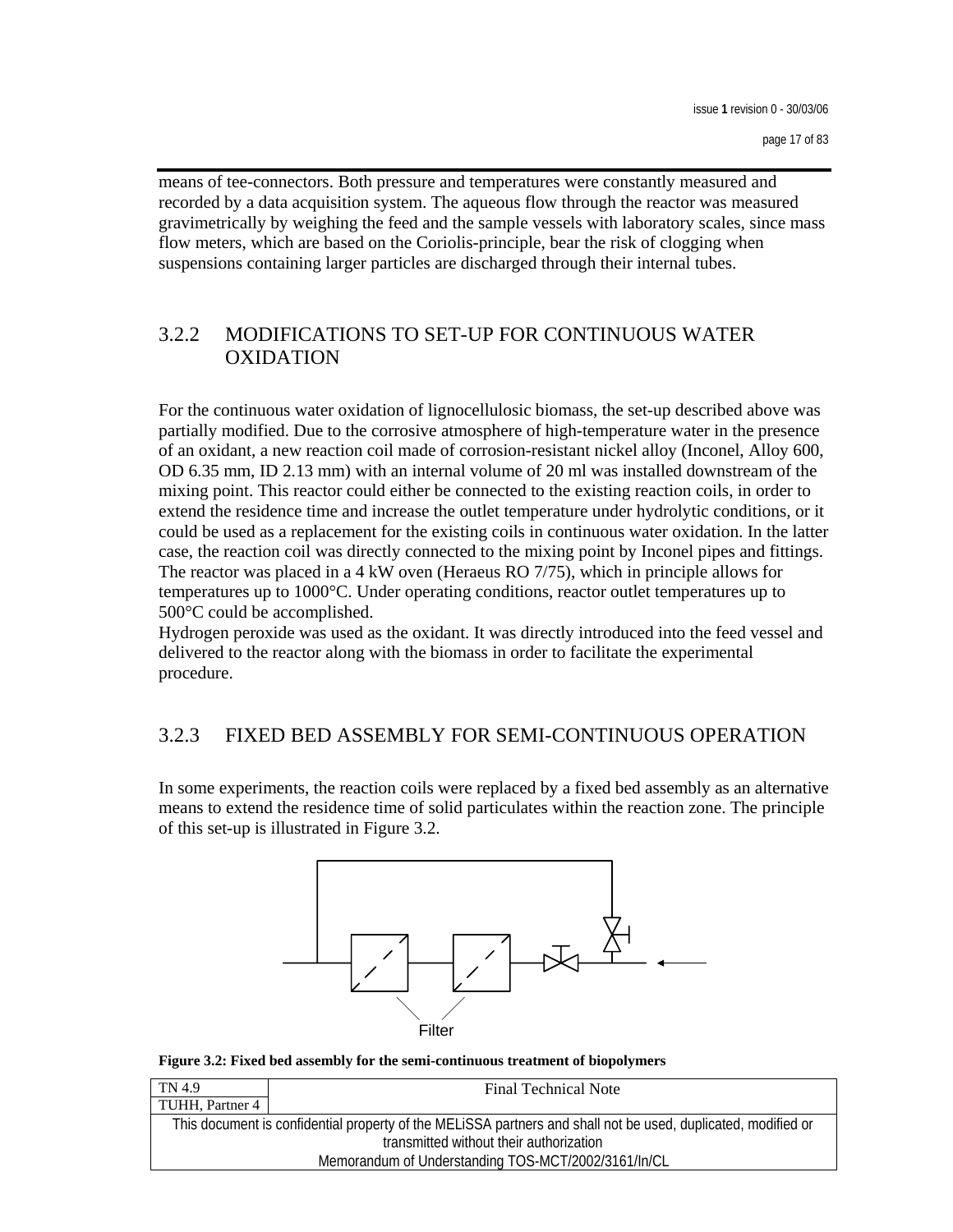means of tee-connectors. Both pressure and temperatures were constantly measured and recorded by a data acquisition system. The aqueous flow through the reactor was measured gravimetrically by weighing the feed and the sample vessels with laboratory scales, since mass flow meters, which are based on the Coriolis-principle, bear the risk of clogging when suspensions containing larger particles are discharged through their internal tubes.

### 3.2.2 MODIFICATIONS TO SET-UP FOR CONTINUOUS WATER OXIDATION

For the continuous water oxidation of lignocellulosic biomass, the set-up described above was partially modified. Due to the corrosive atmosphere of high-temperature water in the presence of an oxidant, a new reaction coil made of corrosion-resistant nickel alloy (Inconel, Alloy 600, OD 6.35 mm, ID 2.13 mm) with an internal volume of 20 ml was installed downstream of the mixing point. This reactor could either be connected to the existing reaction coils, in order to extend the residence time and increase the outlet temperature under hydrolytic conditions, or it could be used as a replacement for the existing coils in continuous water oxidation. In the latter case, the reaction coil was directly connected to the mixing point by Inconel pipes and fittings. The reactor was placed in a 4 kW oven (Heraeus RO 7/75), which in principle allows for temperatures up to 1000°C. Under operating conditions, reactor outlet temperatures up to 500°C could be accomplished.

Hydrogen peroxide was used as the oxidant. It was directly introduced into the feed vessel and delivered to the reactor along with the biomass in order to facilitate the experimental procedure.

### 3.2.3 FIXED BED ASSEMBLY FOR SEMI-CONTINUOUS OPERATION

In some experiments, the reaction coils were replaced by a fixed bed assembly as an alternative means to extend the residence time of solid particulates within the reaction zone. The principle of this set-up is illustrated in Figure 3.2.

Filter

**Figure 3.2: Fixed bed assembly for the semi-continuous treatment of biopolymers**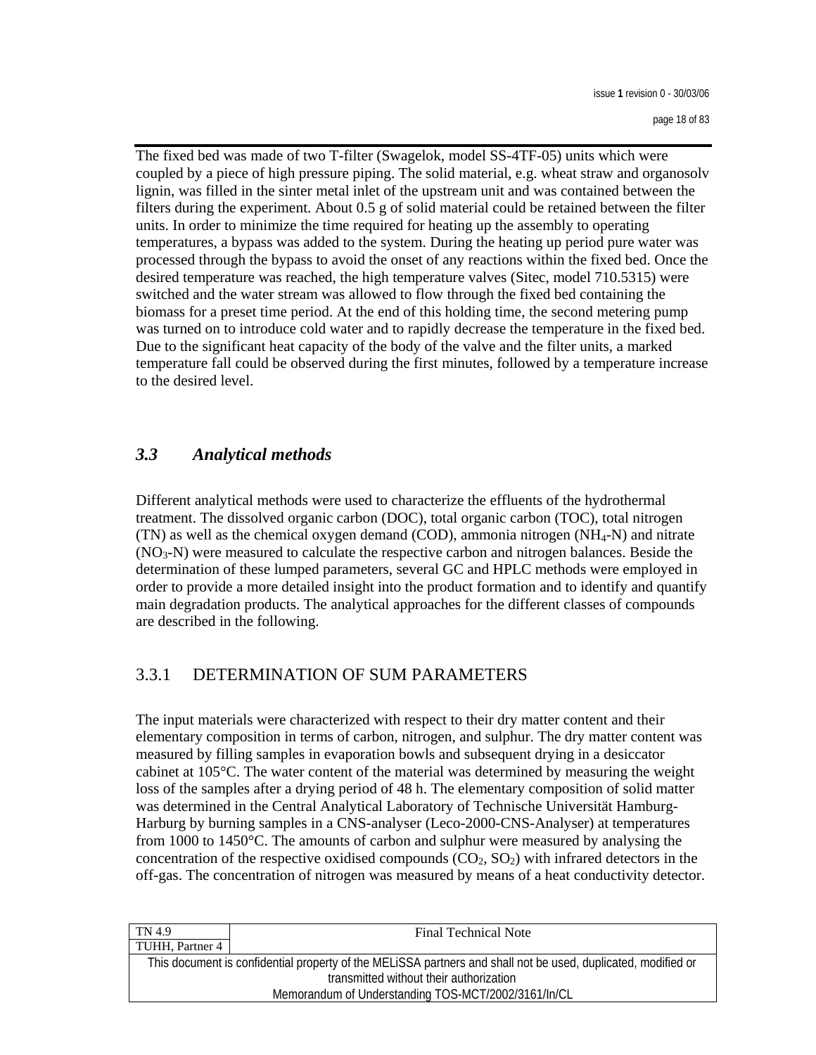The fixed bed was made of two T-filter (Swagelok, model SS-4TF-05) units which were coupled by a piece of high pressure piping. The solid material, e.g. wheat straw and organosolv lignin, was filled in the sinter metal inlet of the upstream unit and was contained between the filters during the experiment. About 0.5 g of solid material could be retained between the filter units. In order to minimize the time required for heating up the assembly to operating temperatures, a bypass was added to the system. During the heating up period pure water was processed through the bypass to avoid the onset of any reactions within the fixed bed. Once the desired temperature was reached, the high temperature valves (Sitec, model 710.5315) were switched and the water stream was allowed to flow through the fixed bed containing the biomass for a preset time period. At the end of this holding time, the second metering pump was turned on to introduce cold water and to rapidly decrease the temperature in the fixed bed. Due to the significant heat capacity of the body of the valve and the filter units, a marked temperature fall could be observed during the first minutes, followed by a temperature increase to the desired level.

## *3.3 Analytical methods*

Different analytical methods were used to characterize the effluents of the hydrothermal treatment. The dissolved organic carbon (DOC), total organic carbon (TOC), total nitrogen (TN) as well as the chemical oxygen demand (COD), ammonia nitrogen ($NH_4$-N) and nitrate ($NO_3$-N) were measured to calculate the respective carbon and nitrogen balances. Beside the determination of these lumped parameters, several GC and HPLC methods were employed in order to provide a more detailed insight into the product formation and to identify and quantify main degradation products. The analytical approaches for the different classes of compounds are described in the following.

### 3.3.1 DETERMINATION OF SUM PARAMETERS

The input materials were characterized with respect to their dry matter content and their elementary composition in terms of carbon, nitrogen, and sulphur. The dry matter content was measured by filling samples in evaporation bowls and subsequent drying in a desiccator cabinet at 105°C. The water content of the material was determined by measuring the weight loss of the samples after a drying period of 48 h. The elementary composition of solid matter was determined in the Central Analytical Laboratory of Technische Universität Hamburg-Harburg by burning samples in a CNS-analyser (Leco-2000-CNS-Analyser) at temperatures from 1000 to 1450°C. The amounts of carbon and sulphur were measured by analysing the concentration of the respective oxidised compounds ($CO_2$, $SO_2$) with infrared detectors in the off-gas. The concentration of nitrogen was measured by means of a heat conductivity detector.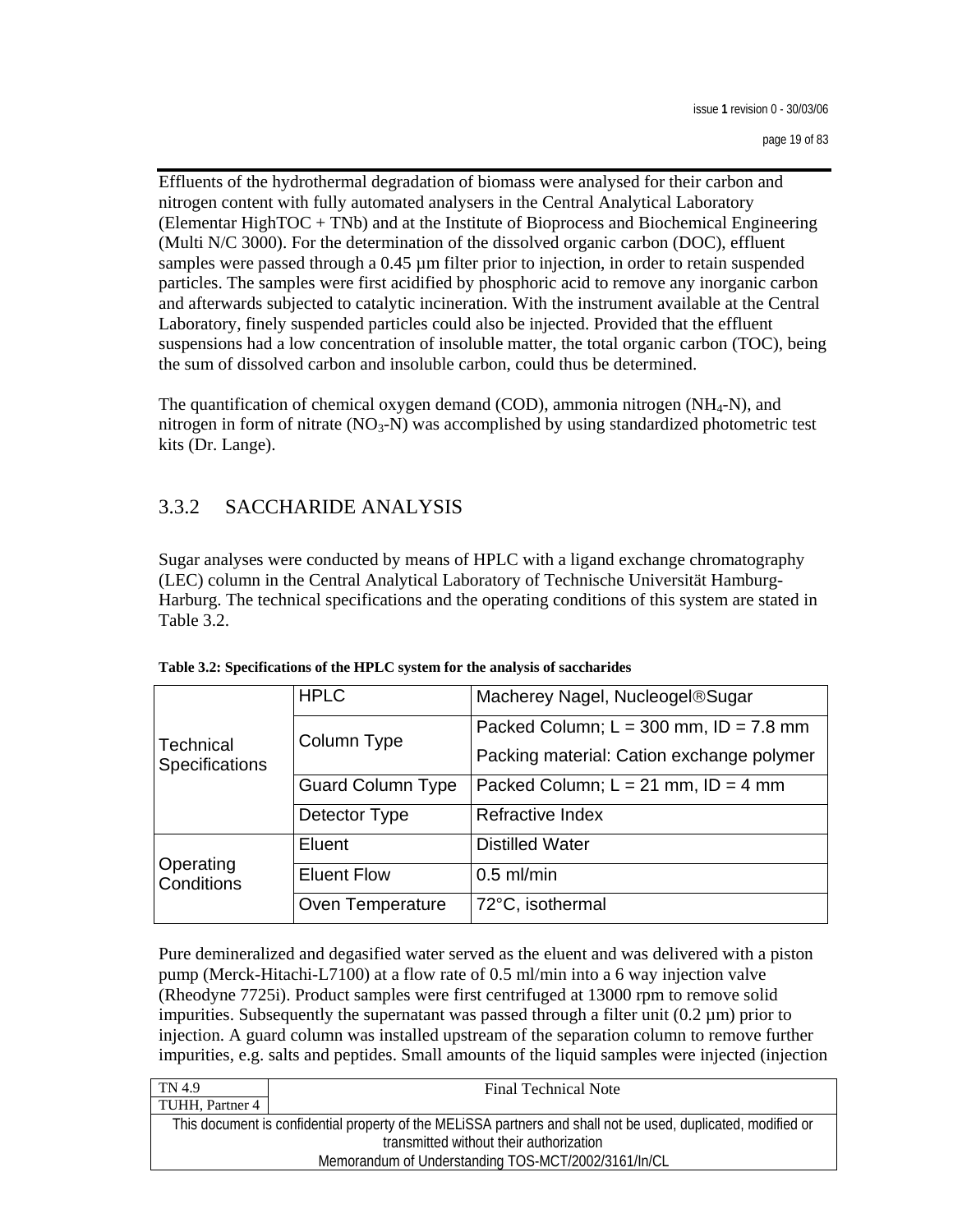Effluents of the hydrothermal degradation of biomass were analysed for their carbon and nitrogen content with fully automated analysers in the Central Analytical Laboratory (Elementar HighTOC + TNb) and at the Institute of Bioprocess and Biochemical Engineering (Multi N/C 3000). For the determination of the dissolved organic carbon (DOC), effluent samples were passed through a 0.45 µm filter prior to injection, in order to retain suspended particles. The samples were first acidified by phosphoric acid to remove any inorganic carbon and afterwards subjected to catalytic incineration. With the instrument available at the Central Laboratory, finely suspended particles could also be injected. Provided that the effluent suspensions had a low concentration of insoluble matter, the total organic carbon (TOC), being the sum of dissolved carbon and insoluble carbon, could thus be determined.

The quantification of chemical oxygen demand (COD), ammonia nitrogen ($NH_4$-N), and nitrogen in form of nitrate ($NO_3$-N) was accomplished by using standardized photometric test kits (Dr. Lange).

### 3.3.2 SACCHARIDE ANALYSIS

Sugar analyses were conducted by means of HPLC with a ligand exchange chromatography (LEC) column in the Central Analytical Laboratory of Technische Universität Hamburg-Harburg. The technical specifications and the operating conditions of this system are stated in Table 3.2.

**Table 3.2: Specifications of the HPLC system for the analysis of saccharides**

| | | |
|---|---|---|
| Technical Specifications | HPLC | Macherey Nagel, Nucleogel®Sugar |
| | Column Type | Packed Column; L = 300 mm, ID = 7.8 mm<br>Packing material: Cation exchange polymer |
| | Guard Column Type | Packed Column; L = 21 mm, ID = 4 mm |
| | Detector Type | Refractive Index |
| Operating Conditions | Eluent | Distilled Water |
| | Eluent Flow | 0.5 ml/min |
| | Oven Temperature | 72°C, isothermal |

Pure demineralized and degasified water served as the eluent and was delivered with a piston pump (Merck-Hitachi-L7100) at a flow rate of 0.5 ml/min into a 6 way injection valve (Rheodyne 7725i). Product samples were first centrifuged at 13000 rpm to remove solid impurities. Subsequently the supernatant was passed through a filter unit (0.2 µm) prior to injection. A guard column was installed upstream of the separation column to remove further impurities, e.g. salts and peptides. Small amounts of the liquid samples were injected (injection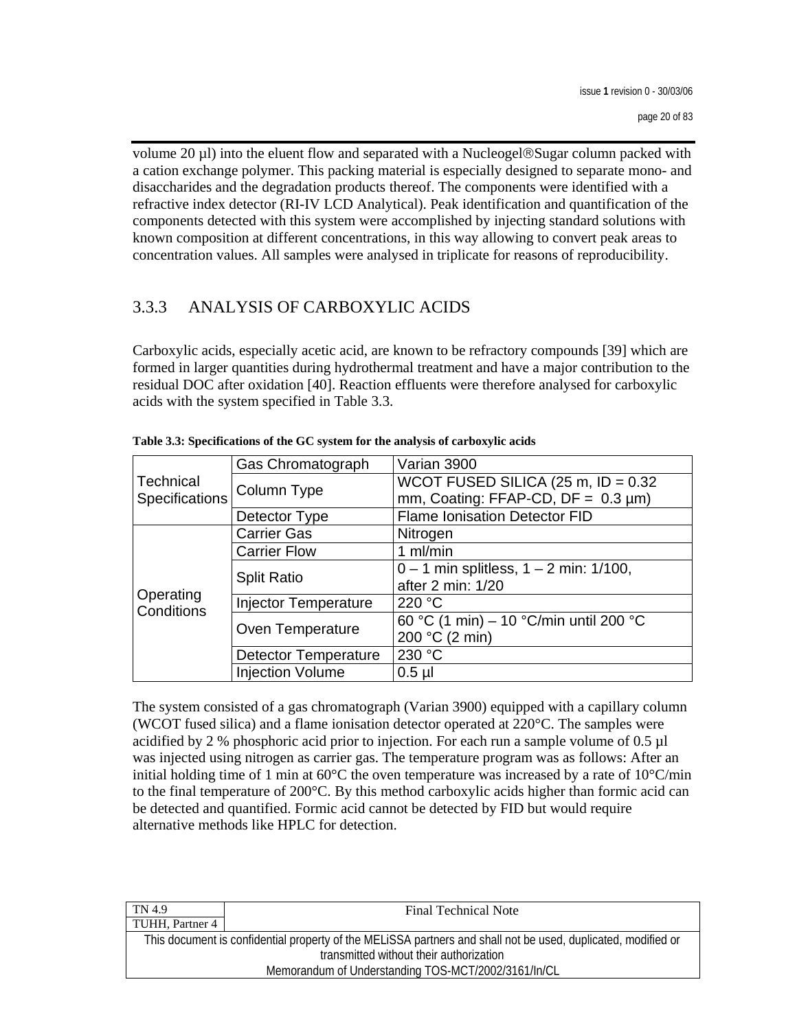volume 20 µl) into the eluent flow and separated with a Nucleogel®Sugar column packed with a cation exchange polymer. This packing material is especially designed to separate mono- and disaccharides and the degradation products thereof. The components were identified with a refractive index detector (RI-IV LCD Analytical). Peak identification and quantification of the components detected with this system were accomplished by injecting standard solutions with known composition at different concentrations, in this way allowing to convert peak areas to concentration values. All samples were analysed in triplicate for reasons of reproducibility.

### 3.3.3 ANALYSIS OF CARBOXYLIC ACIDS

Carboxylic acids, especially acetic acid, are known to be refractory compounds [39] which are formed in larger quantities during hydrothermal treatment and have a major contribution to the residual DOC after oxidation [40]. Reaction effluents were therefore analysed for carboxylic acids with the system specified in Table 3.3.

**Table 3.3: Specifications of the GC system for the analysis of carboxylic acids**

| | | |
|---|---|---|
| Technical Specifications | Gas Chromatograph | Varian 3900 |
| | Column Type | WCOT FUSED SILICA (25 m, ID = 0.32 mm, Coating: FFAP-CD, DF = 0.3 µm) |
| | Detector Type | Flame Ionisation Detector FID |
| Operating Conditions | Carrier Gas | Nitrogen |
| | Carrier Flow | 1 ml/min |
| | Split Ratio | 0 – 1 min splitless, 1 – 2 min: 1/100, after 2 min: 1/20 |
| | Injector Temperature | 220 °C |
| | Oven Temperature | 60 °C (1 min) – 10 °C/min until 200 °C 200 °C (2 min) |
| | Detector Temperature | 230 °C |
| | Injection Volume | 0.5 µl |

The system consisted of a gas chromatograph (Varian 3900) equipped with a capillary column (WCOT fused silica) and a flame ionisation detector operated at 220°C. The samples were acidified by 2 % phosphoric acid prior to injection. For each run a sample volume of 0.5 µl was injected using nitrogen as carrier gas. The temperature program was as follows: After an initial holding time of 1 min at 60°C the oven temperature was increased by a rate of 10°C/min to the final temperature of 200°C. By this method carboxylic acids higher than formic acid can be detected and quantified. Formic acid cannot be detected by FID but would require alternative methods like HPLC for detection.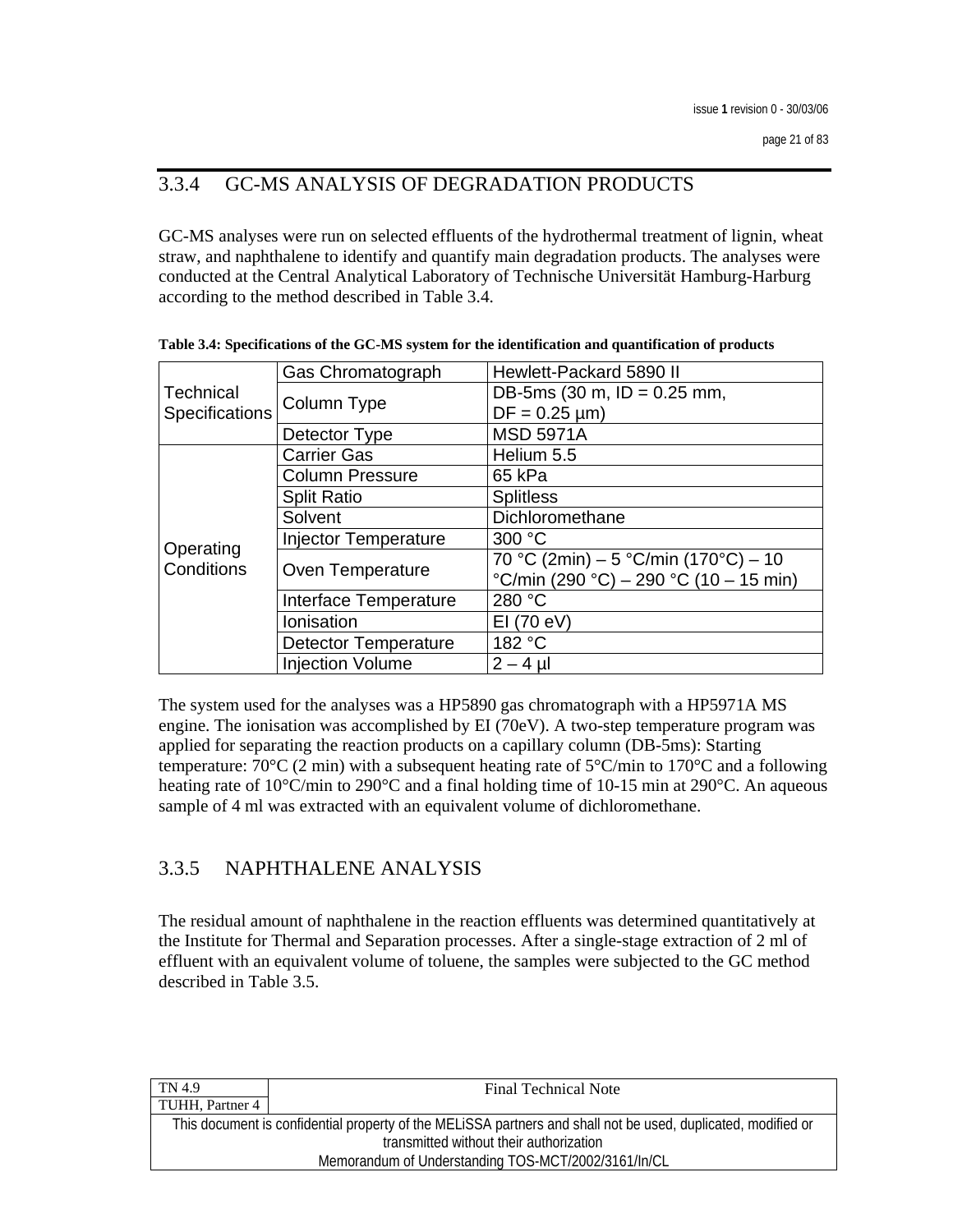### 3.3.4 GC-MS ANALYSIS OF DEGRADATION PRODUCTS

GC-MS analyses were run on selected effluents of the hydrothermal treatment of lignin, wheat straw, and naphthalene to identify and quantify main degradation products. The analyses were conducted at the Central Analytical Laboratory of Technische Universität Hamburg-Harburg according to the method described in Table 3.4.

**Table 3.4: Specifications of the GC-MS system for the identification and quantification of products**

| | | |
|---|---|---|
| Technical Specifications | Gas Chromatograph | Hewlett-Packard 5890 II |
| | Column Type | DB-5ms (30 m, ID = 0.25 mm, DF = 0.25 µm) |
| | Detector Type | MSD 5971A |
| Operating Conditions | Carrier Gas | Helium 5.5 |
| | Column Pressure | 65 kPa |
| | Split Ratio | Splitless |
| | Solvent | Dichloromethane |
| | Injector Temperature | 300 °C |
| | Oven Temperature | 70 °C (2min) – 5 °C/min (170°C) – 10 °C/min (290 °C) – 290 °C (10 – 15 min) |
| | Interface Temperature | 280 °C |
| | Ionisation | EI (70 eV) |
| | Detector Temperature | 182 °C |
| | Injection Volume | 2 – 4 µl |

The system used for the analyses was a HP5890 gas chromatograph with a HP5971A MS engine. The ionisation was accomplished by EI (70eV). A two-step temperature program was applied for separating the reaction products on a capillary column (DB-5ms): Starting temperature: 70°C (2 min) with a subsequent heating rate of 5°C/min to 170°C and a following heating rate of 10°C/min to 290°C and a final holding time of 10-15 min at 290°C. An aqueous sample of 4 ml was extracted with an equivalent volume of dichloromethane.

### 3.3.5 NAPHTHALENE ANALYSIS

The residual amount of naphthalene in the reaction effluents was determined quantitatively at the Institute for Thermal and Separation processes. After a single-stage extraction of 2 ml of effluent with an equivalent volume of toluene, the samples were subjected to the GC method described in Table 3.5.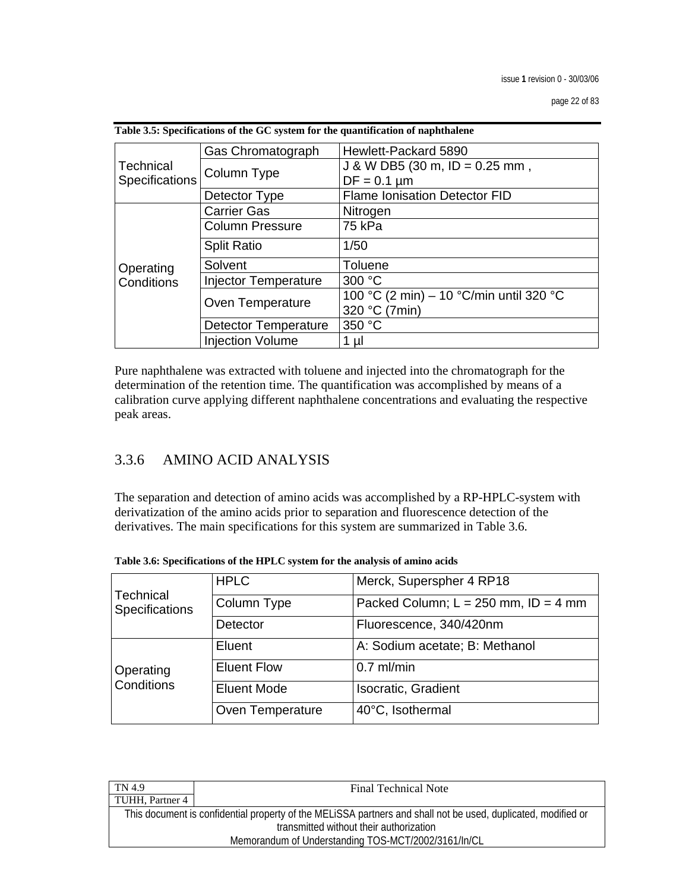**Table 3.5: Specifications of the GC system for the quantification of naphthalene**

| | | |
|---|---|---|
| Technical Specifications | Gas Chromatograph | Hewlett-Packard 5890 |
| | Column Type | J & W DB5 (30 m, ID = 0.25 mm , DF = 0.1 µm |
| | Detector Type | Flame Ionisation Detector FID |
| Operating Conditions | Carrier Gas | Nitrogen |
| | Column Pressure | 75 kPa |
| | Split Ratio | 1/50 |
| | Solvent | Toluene |
| | Injector Temperature | 300 °C |
| | Oven Temperature | 100 °C (2 min) – 10 °C/min until 320 °C 320 °C (7min) |
| | Detector Temperature | 350 °C |
| | Injection Volume | 1 µl |

Pure naphthalene was extracted with toluene and injected into the chromatograph for the determination of the retention time. The quantification was accomplished by means of a calibration curve applying different naphthalene concentrations and evaluating the respective peak areas.

### 3.3.6 AMINO ACID ANALYSIS

The separation and detection of amino acids was accomplished by a RP-HPLC-system with derivatization of the amino acids prior to separation and fluorescence detection of the derivatives. The main specifications for this system are summarized in Table 3.6.

**Table 3.6: Specifications of the HPLC system for the analysis of amino acids**

| | | |
|---|---|---|
| Technical Specifications | HPLC | Merck, Superspher 4 RP18 |
| | Column Type | Packed Column; L = 250 mm, ID = 4 mm |
| | Detector | Fluorescence, 340/420nm |
| Operating Conditions | Eluent | A: Sodium acetate; B: Methanol |
| | Eluent Flow | 0.7 ml/min |
| | Eluent Mode | Isocratic, Gradient |
| | Oven Temperature | 40°C, Isothermal |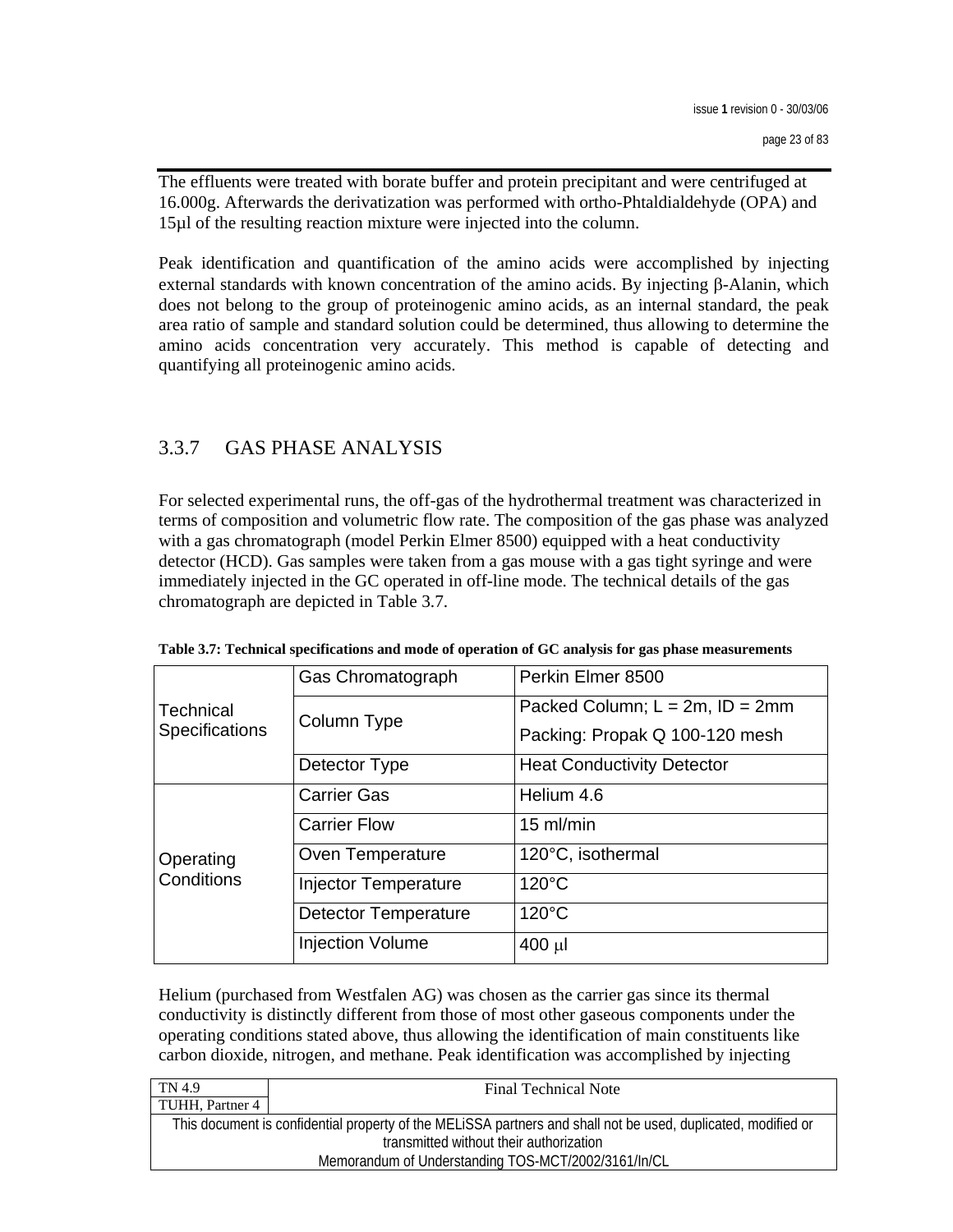The effluents were treated with borate buffer and protein precipitant and were centrifuged at 16.000g. Afterwards the derivatization was performed with ortho-Phtaldialdehyde (OPA) and 15µl of the resulting reaction mixture were injected into the column.

Peak identification and quantification of the amino acids were accomplished by injecting external standards with known concentration of the amino acids. By injecting β-Alanin, which does not belong to the group of proteinogenic amino acids, as an internal standard, the peak area ratio of sample and standard solution could be determined, thus allowing to determine the amino acids concentration very accurately. This method is capable of detecting and quantifying all proteinogenic amino acids.

### 3.3.7 GAS PHASE ANALYSIS

For selected experimental runs, the off-gas of the hydrothermal treatment was characterized in terms of composition and volumetric flow rate. The composition of the gas phase was analyzed with a gas chromatograph (model Perkin Elmer 8500) equipped with a heat conductivity detector (HCD). Gas samples were taken from a gas mouse with a gas tight syringe and were immediately injected in the GC operated in off-line mode. The technical details of the gas chromatograph are depicted in Table 3.7.

**Table 3.7: Technical specifications and mode of operation of GC analysis for gas phase measurements**

| | | |
|---|---|---|
| Technical Specifications | Gas Chromatograph | Perkin Elmer 8500 |
| | Column Type | Packed Column; L = 2m, ID = 2mm<br>Packing: Propak Q 100-120 mesh |
| | Detector Type | Heat Conductivity Detector |
| Operating Conditions | Carrier Gas | Helium 4.6 |
| | Carrier Flow | 15 ml/min |
| | Oven Temperature | 120°C, isothermal |
| | Injector Temperature | 120°C |
| | Detector Temperature | 120°C |
| | Injection Volume | 400 µl |

Helium (purchased from Westfalen AG) was chosen as the carrier gas since its thermal conductivity is distinctly different from those of most other gaseous components under the operating conditions stated above, thus allowing the identification of main constituents like carbon dioxide, nitrogen, and methane. Peak identification was accomplished by injecting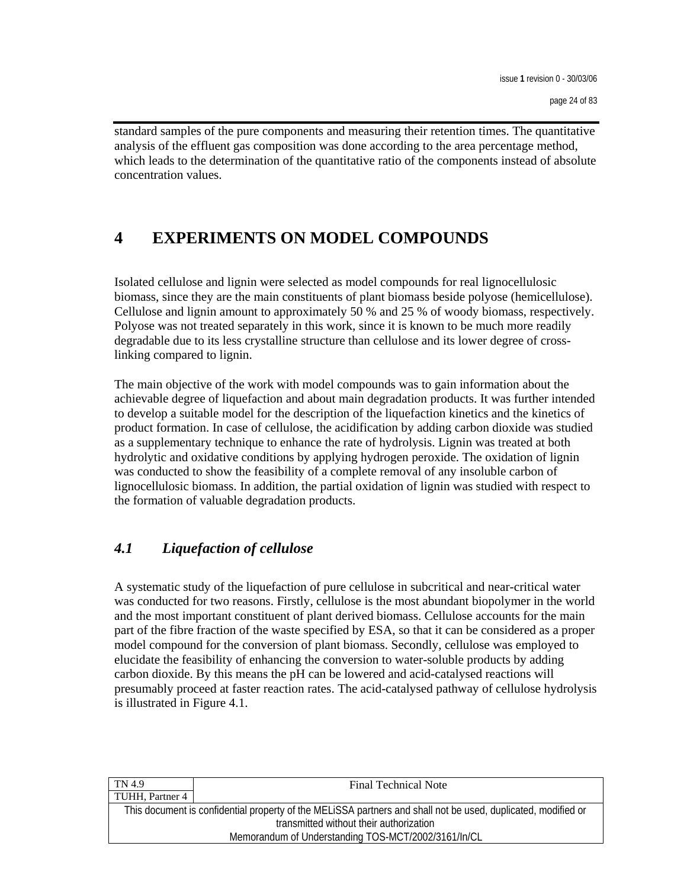standard samples of the pure components and measuring their retention times. The quantitative analysis of the effluent gas composition was done according to the area percentage method, which leads to the determination of the quantitative ratio of the components instead of absolute concentration values.

# 4 EXPERIMENTS ON MODEL COMPOUNDS

Isolated cellulose and lignin were selected as model compounds for real lignocellulosic biomass, since they are the main constituents of plant biomass beside polyose (hemicellulose). Cellulose and lignin amount to approximately 50 % and 25 % of woody biomass, respectively. Polyose was not treated separately in this work, since it is known to be much more readily degradable due to its less crystalline structure than cellulose and its lower degree of cross-linking compared to lignin.

The main objective of the work with model compounds was to gain information about the achievable degree of liquefaction and about main degradation products. It was further intended to develop a suitable model for the description of the liquefaction kinetics and the kinetics of product formation. In case of cellulose, the acidification by adding carbon dioxide was studied as a supplementary technique to enhance the rate of hydrolysis. Lignin was treated at both hydrolytic and oxidative conditions by applying hydrogen peroxide. The oxidation of lignin was conducted to show the feasibility of a complete removal of any insoluble carbon of lignocellulosic biomass. In addition, the partial oxidation of lignin was studied with respect to the formation of valuable degradation products.

## *4.1 Liquefaction of cellulose*

A systematic study of the liquefaction of pure cellulose in subcritical and near-critical water was conducted for two reasons. Firstly, cellulose is the most abundant biopolymer in the world and the most important constituent of plant derived biomass. Cellulose accounts for the main part of the fibre fraction of the waste specified by ESA, so that it can be considered as a proper model compound for the conversion of plant biomass. Secondly, cellulose was employed to elucidate the feasibility of enhancing the conversion to water-soluble products by adding carbon dioxide. By this means the pH can be lowered and acid-catalysed reactions will presumably proceed at faster reaction rates. The acid-catalysed pathway of cellulose hydrolysis is illustrated in Figure 4.1.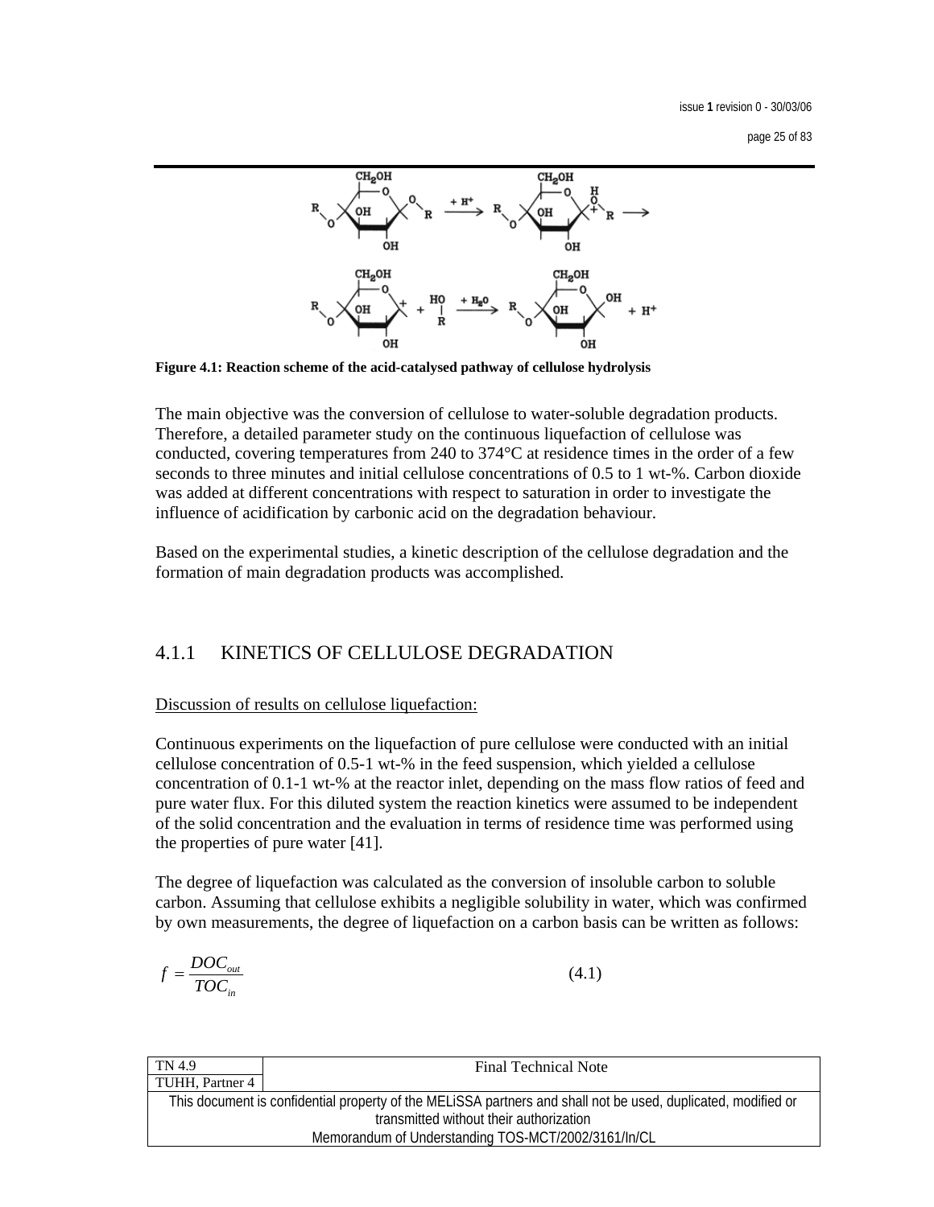**Figure 4.1: Reaction scheme of the acid-catalysed pathway of cellulose hydrolysis**

The main objective was the conversion of cellulose to water-soluble degradation products. Therefore, a detailed parameter study on the continuous liquefaction of cellulose was conducted, covering temperatures from 240 to 374°C at residence times in the order of a few seconds to three minutes and initial cellulose concentrations of 0.5 to 1 wt-%. Carbon dioxide was added at different concentrations with respect to saturation in order to investigate the influence of acidification by carbonic acid on the degradation behaviour.

Based on the experimental studies, a kinetic description of the cellulose degradation and the formation of main degradation products was accomplished.

## 4.1.1 KINETICS OF CELLULOSE DEGRADATION

<u>Discussion of results on cellulose liquefaction:</u>

Continuous experiments on the liquefaction of pure cellulose were conducted with an initial cellulose concentration of 0.5-1 wt-% in the feed suspension, which yielded a cellulose concentration of 0.1-1 wt-% at the reactor inlet, depending on the mass flow ratios of feed and pure water flux. For this diluted system the reaction kinetics were assumed to be independent of the solid concentration and the evaluation in terms of residence time was performed using the properties of pure water [41].

The degree of liquefaction was calculated as the conversion of insoluble carbon to soluble carbon. Assuming that cellulose exhibits a negligible solubility in water, which was confirmed by own measurements, the degree of liquefaction on a carbon basis can be written as follows:

$$f = \frac{DOC_{out}}{TOC_{in}} \qquad (4.1)$$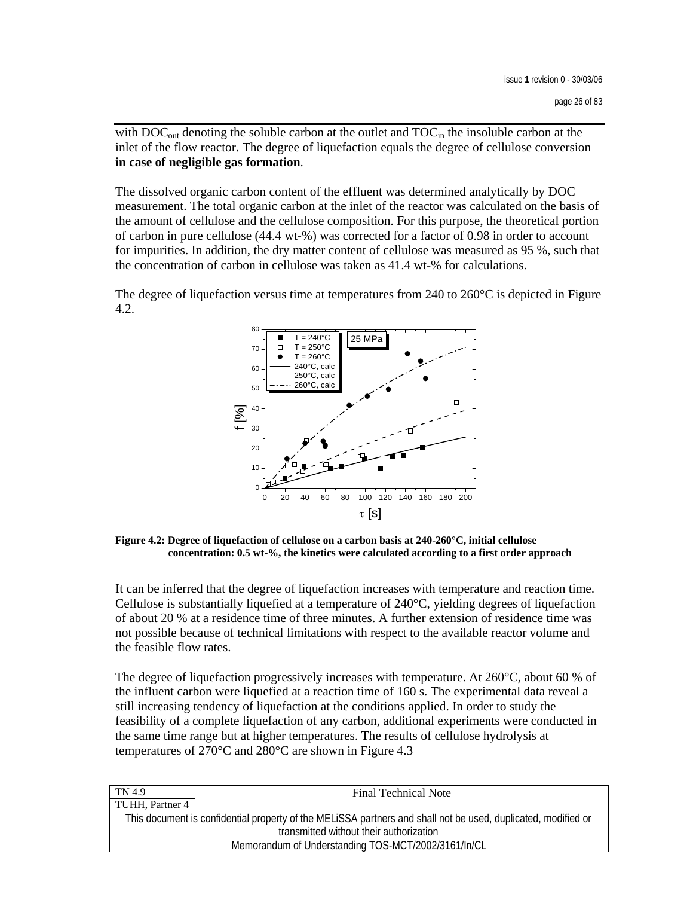with $DOC_{out}$ denoting the soluble carbon at the outlet and $TOC_{in}$ the insoluble carbon at the inlet of the flow reactor. The degree of liquefaction equals the degree of cellulose conversion **in case of negligible gas formation**.

The dissolved organic carbon content of the effluent was determined analytically by DOC measurement. The total organic carbon at the inlet of the reactor was calculated on the basis of the amount of cellulose and the cellulose composition. For this purpose, the theoretical portion of carbon in pure cellulose (44.4 wt-%) was corrected for a factor of 0.98 in order to account for impurities. In addition, the dry matter content of cellulose was measured as 95 %, such that the concentration of carbon in cellulose was taken as 41.4 wt-% for calculations.

The degree of liquefaction versus time at temperatures from 240 to 260°C is depicted in Figure 4.2.

**Figure 4.2: Degree of liquefaction of cellulose on a carbon basis at 240-260°C, initial cellulose concentration: 0.5 wt-%, the kinetics were calculated according to a first order approach**

It can be inferred that the degree of liquefaction increases with temperature and reaction time. Cellulose is substantially liquefied at a temperature of 240°C, yielding degrees of liquefaction of about 20 % at a residence time of three minutes. A further extension of residence time was not possible because of technical limitations with respect to the available reactor volume and the feasible flow rates.

The degree of liquefaction progressively increases with temperature. At 260°C, about 60 % of the influent carbon were liquefied at a reaction time of 160 s. The experimental data reveal a still increasing tendency of liquefaction at the conditions applied. In order to study the feasibility of a complete liquefaction of any carbon, additional experiments were conducted in the same time range but at higher temperatures. The results of cellulose hydrolysis at temperatures of 270°C and 280°C are shown in Figure 4.3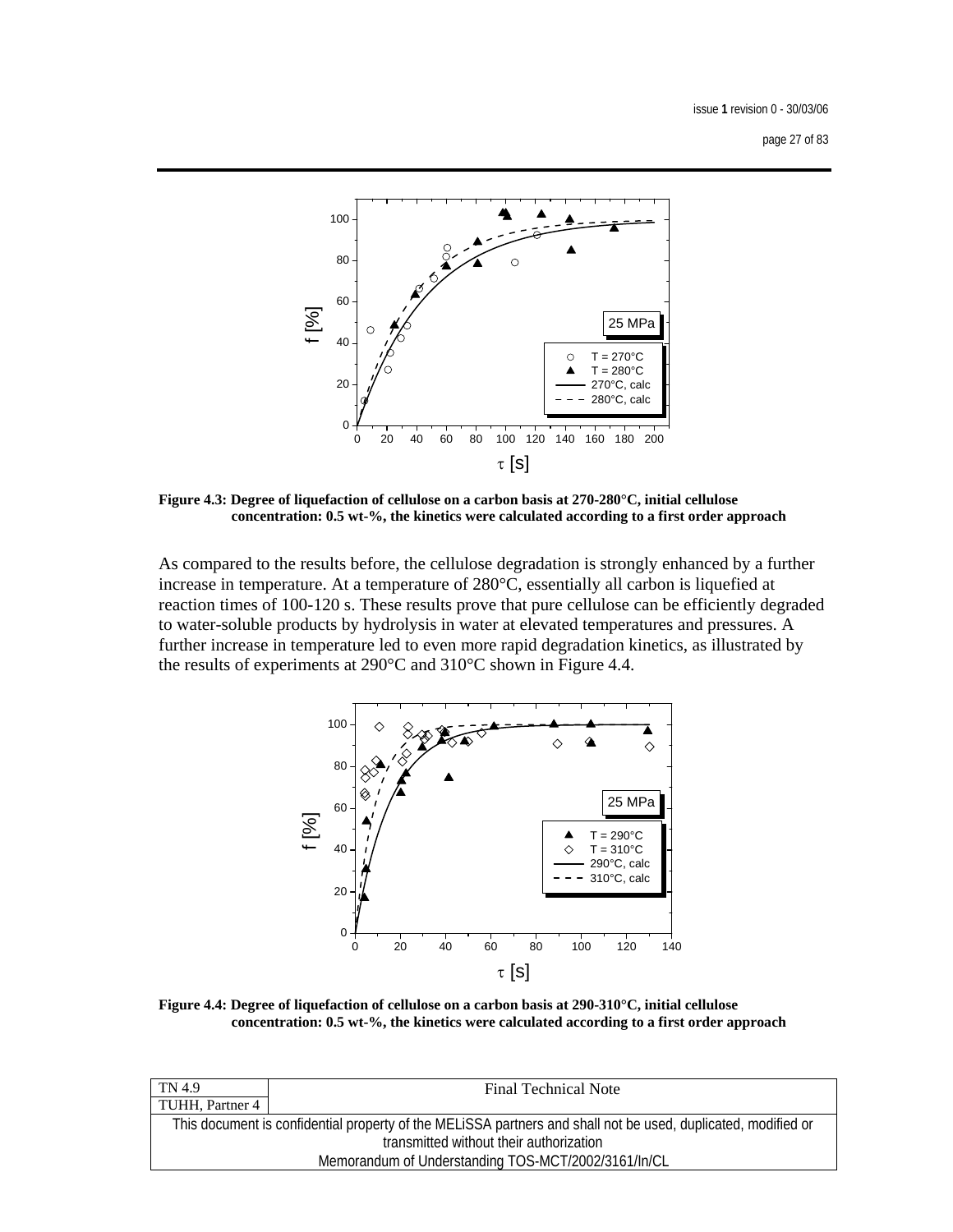Figure 4.3: Degree of liquefaction of cellulose on a carbon basis at 270-280°C, initial cellulose concentration: 0.5 wt-%, the kinetics were calculated according to a first order approach

As compared to the results before, the cellulose degradation is strongly enhanced by a further increase in temperature. At a temperature of 280°C, essentially all carbon is liquefied at reaction times of 100-120 s. These results prove that pure cellulose can be efficiently degraded to water-soluble products by hydrolysis in water at elevated temperatures and pressures. A further increase in temperature led to even more rapid degradation kinetics, as illustrated by the results of experiments at 290°C and 310°C shown in Figure 4.4.

Figure 4.4: Degree of liquefaction of cellulose on a carbon basis at 290-310°C, initial cellulose concentration: 0.5 wt-%, the kinetics were calculated according to a first order approach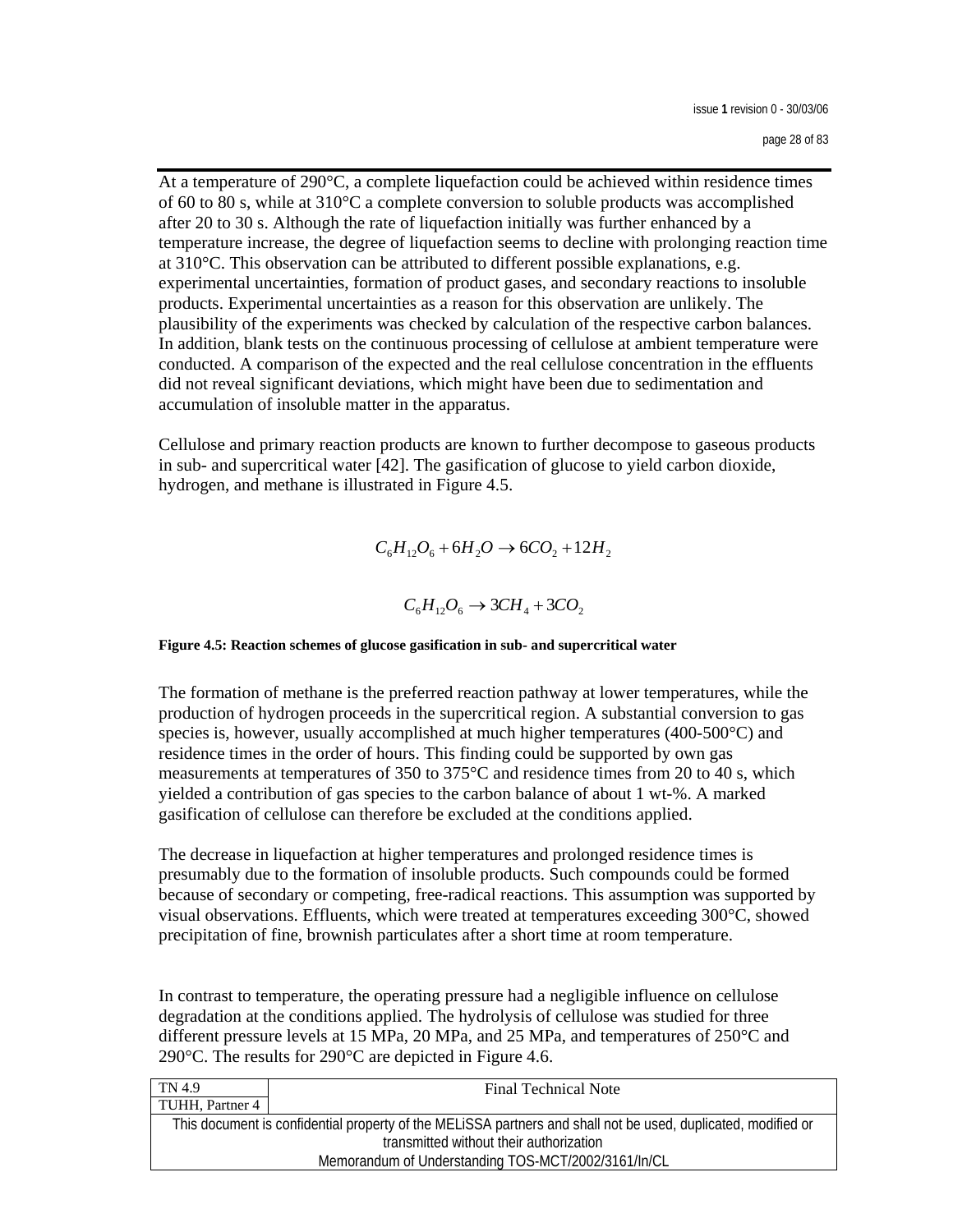At a temperature of 290°C, a complete liquefaction could be achieved within residence times of 60 to 80 s, while at 310°C a complete conversion to soluble products was accomplished after 20 to 30 s. Although the rate of liquefaction initially was further enhanced by a temperature increase, the degree of liquefaction seems to decline with prolonging reaction time at 310°C. This observation can be attributed to different possible explanations, e.g. experimental uncertainties, formation of product gases, and secondary reactions to insoluble products. Experimental uncertainties as a reason for this observation are unlikely. The plausibility of the experiments was checked by calculation of the respective carbon balances. In addition, blank tests on the continuous processing of cellulose at ambient temperature were conducted. A comparison of the expected and the real cellulose concentration in the effluents did not reveal significant deviations, which might have been due to sedimentation and accumulation of insoluble matter in the apparatus.

Cellulose and primary reaction products are known to further decompose to gaseous products in sub- and supercritical water [42]. The gasification of glucose to yield carbon dioxide, hydrogen, and methane is illustrated in Figure 4.5.

$$C_6H_{12}O_6 + 6H_2O \rightarrow 6CO_2 + 12H_2$$

$$C_6H_{12}O_6 \rightarrow 3CH_4 + 3CO_2$$

**Figure 4.5: Reaction schemes of glucose gasification in sub- and supercritical water**

The formation of methane is the preferred reaction pathway at lower temperatures, while the production of hydrogen proceeds in the supercritical region. A substantial conversion to gas species is, however, usually accomplished at much higher temperatures (400-500°C) and residence times in the order of hours. This finding could be supported by own gas measurements at temperatures of 350 to 375°C and residence times from 20 to 40 s, which yielded a contribution of gas species to the carbon balance of about 1 wt-%. A marked gasification of cellulose can therefore be excluded at the conditions applied.

The decrease in liquefaction at higher temperatures and prolonged residence times is presumably due to the formation of insoluble products. Such compounds could be formed because of secondary or competing, free-radical reactions. This assumption was supported by visual observations. Effluents, which were treated at temperatures exceeding 300°C, showed precipitation of fine, brownish particulates after a short time at room temperature.

In contrast to temperature, the operating pressure had a negligible influence on cellulose degradation at the conditions applied. The hydrolysis of cellulose was studied for three different pressure levels at 15 MPa, 20 MPa, and 25 MPa, and temperatures of 250°C and 290°C. The results for 290°C are depicted in Figure 4.6.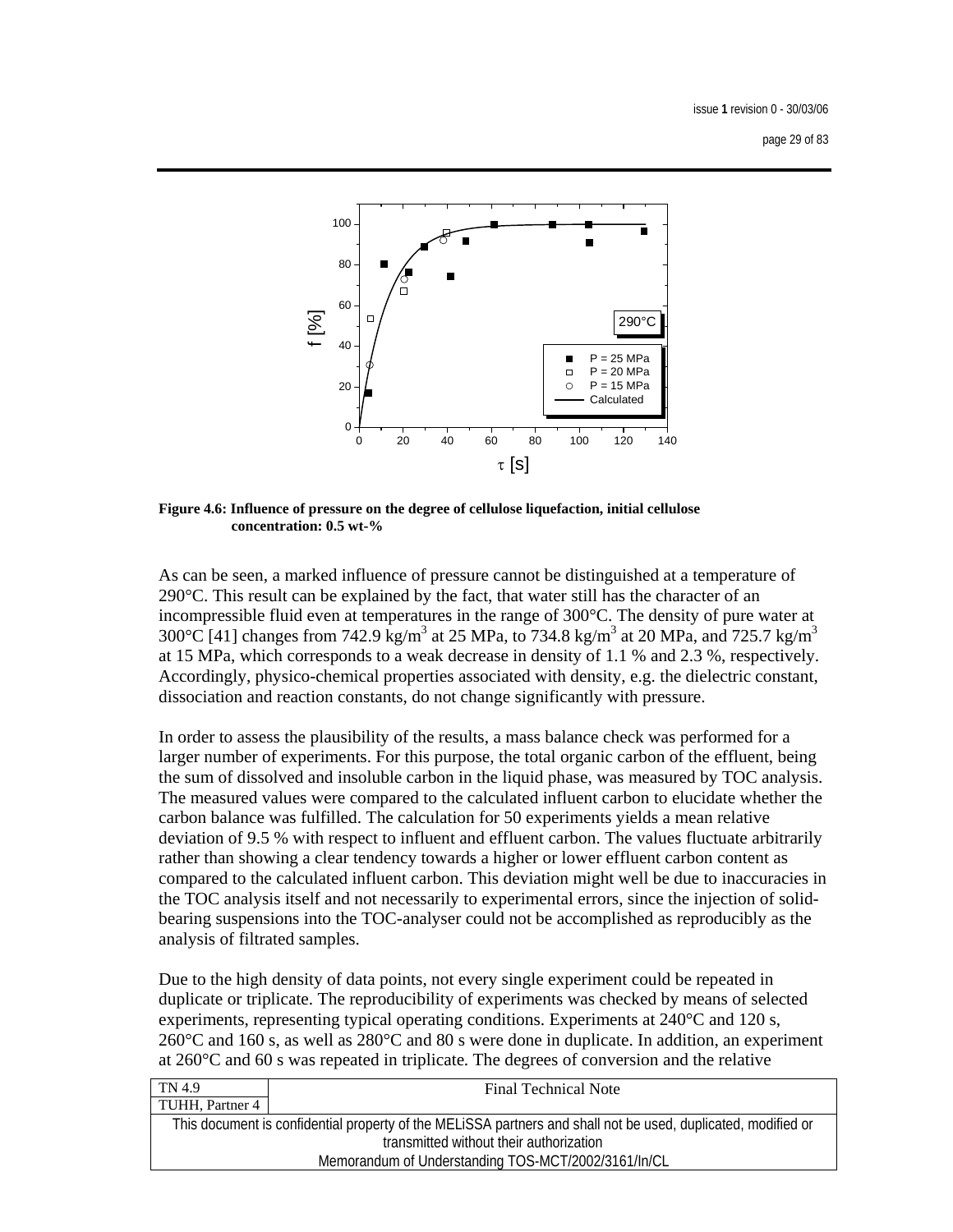Figure 4.6: Influence of pressure on the degree of cellulose liquefaction, initial cellulose concentration: 0.5 wt-%

As can be seen, a marked influence of pressure cannot be distinguished at a temperature of 290°C. This result can be explained by the fact, that water still has the character of an incompressible fluid even at temperatures in the range of 300°C. The density of pure water at 300°C [41] changes from 742.9 kg/m$^3$ at 25 MPa, to 734.8 kg/m$^3$ at 20 MPa, and 725.7 kg/m$^3$ at 15 MPa, which corresponds to a weak decrease in density of 1.1 % and 2.3 %, respectively. Accordingly, physico-chemical properties associated with density, e.g. the dielectric constant, dissociation and reaction constants, do not change significantly with pressure.

In order to assess the plausibility of the results, a mass balance check was performed for a larger number of experiments. For this purpose, the total organic carbon of the effluent, being the sum of dissolved and insoluble carbon in the liquid phase, was measured by TOC analysis. The measured values were compared to the calculated influent carbon to elucidate whether the carbon balance was fulfilled. The calculation for 50 experiments yields a mean relative deviation of 9.5 % with respect to influent and effluent carbon. The values fluctuate arbitrarily rather than showing a clear tendency towards a higher or lower effluent carbon content as compared to the calculated influent carbon. This deviation might well be due to inaccuracies in the TOC analysis itself and not necessarily to experimental errors, since the injection of solid-bearing suspensions into the TOC-analyser could not be accomplished as reproducibly as the analysis of filtrated samples.

Due to the high density of data points, not every single experiment could be repeated in duplicate or triplicate. The reproducibility of experiments was checked by means of selected experiments, representing typical operating conditions. Experiments at 240°C and 120 s, 260°C and 160 s, as well as 280°C and 80 s were done in duplicate. In addition, an experiment at 260°C and 60 s was repeated in triplicate. The degrees of conversion and the relative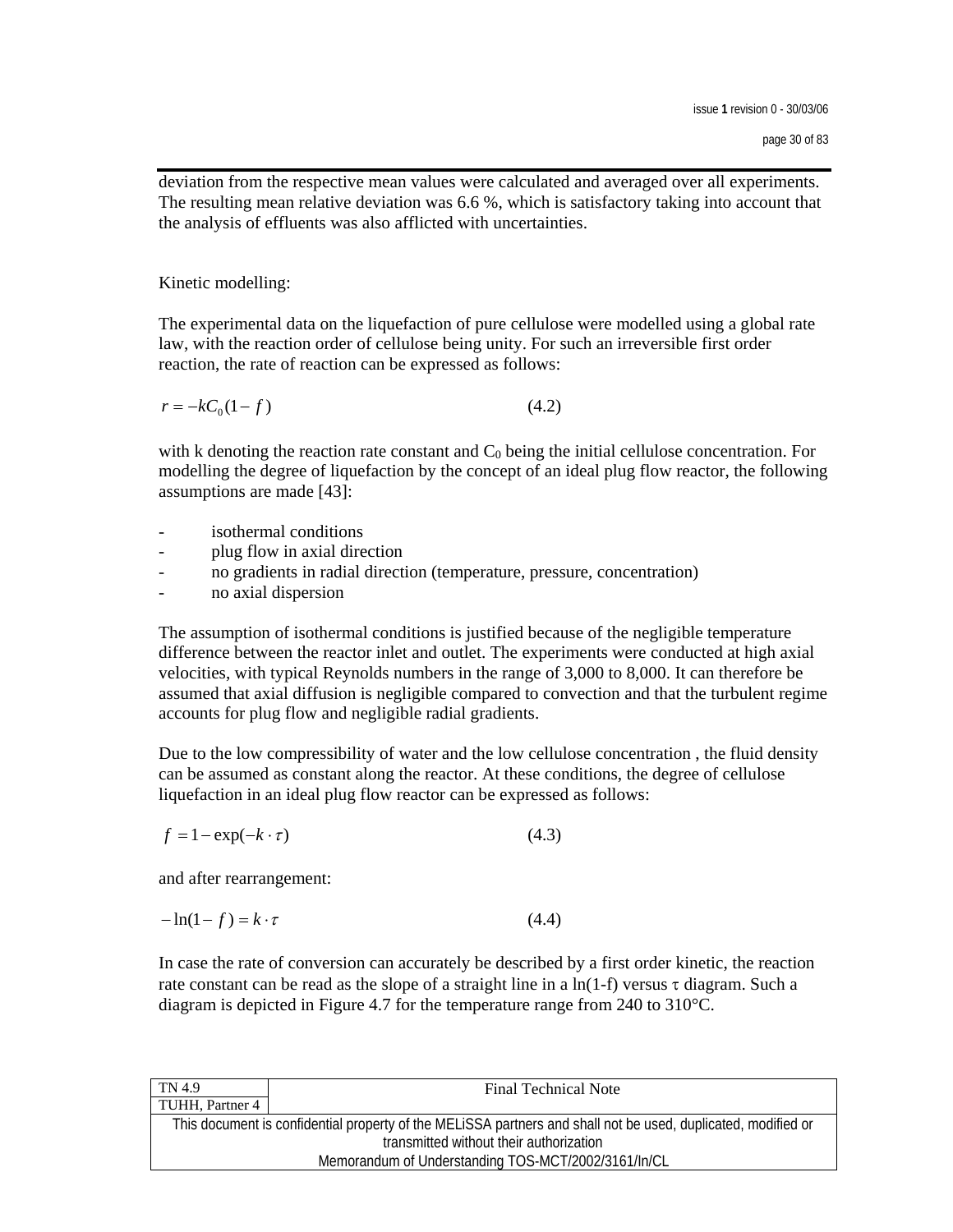deviation from the respective mean values were calculated and averaged over all experiments. The resulting mean relative deviation was 6.6 %, which is satisfactory taking into account that the analysis of effluents was also afflicted with uncertainties.

Kinetic modelling:

The experimental data on the liquefaction of pure cellulose were modelled using a global rate law, with the reaction order of cellulose being unity. For such an irreversible first order reaction, the rate of reaction can be expressed as follows:

$$r = -kC_0(1 - f) \qquad (4.2)$$

with k denoting the reaction rate constant and $C_0$ being the initial cellulose concentration. For modelling the degree of liquefaction by the concept of an ideal plug flow reactor, the following assumptions are made [43]:

- isothermal conditions
- plug flow in axial direction
- no gradients in radial direction (temperature, pressure, concentration)
- no axial dispersion

The assumption of isothermal conditions is justified because of the negligible temperature difference between the reactor inlet and outlet. The experiments were conducted at high axial velocities, with typical Reynolds numbers in the range of 3,000 to 8,000. It can therefore be assumed that axial diffusion is negligible compared to convection and that the turbulent regime accounts for plug flow and negligible radial gradients.

Due to the low compressibility of water and the low cellulose concentration , the fluid density can be assumed as constant along the reactor. At these conditions, the degree of cellulose liquefaction in an ideal plug flow reactor can be expressed as follows:

$$f = 1 - \exp(-k \cdot \tau) \qquad (4.3)$$

and after rearrangement:

$$-\ln(1 - f) = k \cdot \tau \qquad (4.4)$$

In case the rate of conversion can accurately be described by a first order kinetic, the reaction rate constant can be read as the slope of a straight line in a ln(1-f) versus $\tau$ diagram. Such a diagram is depicted in Figure 4.7 for the temperature range from 240 to 310°C.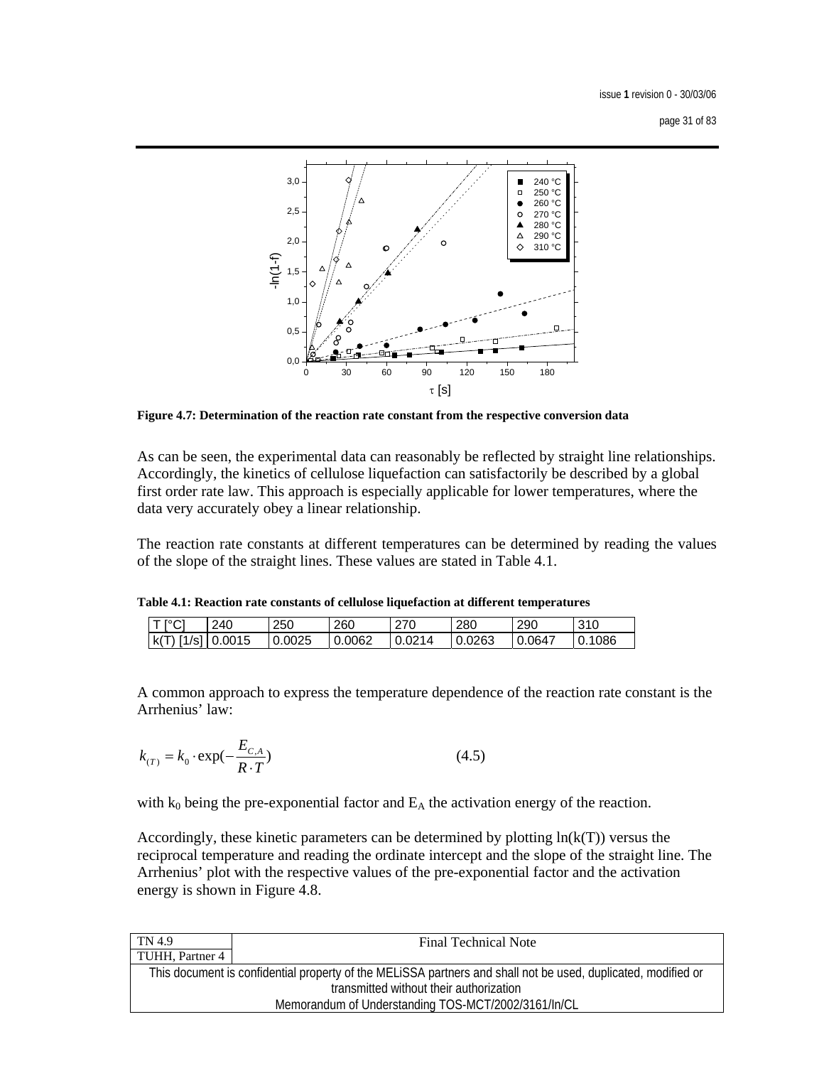Figure 4.7: Determination of the reaction rate constant from the respective conversion data

As can be seen, the experimental data can reasonably be reflected by straight line relationships. Accordingly, the kinetics of cellulose liquefaction can satisfactorily be described by a global first order rate law. This approach is especially applicable for lower temperatures, where the data very accurately obey a linear relationship.

The reaction rate constants at different temperatures can be determined by reading the values of the slope of the straight lines. These values are stated in Table 4.1.

**Table 4.1: Reaction rate constants of cellulose liquefaction at different temperatures**

| T [°C] | 240 | 250 | 260 | 270 | 280 | 290 | 310 |
|---|---|---|---|---|---|---|---|
| k(T) [1/s] | 0.0015 | 0.0025 | 0.0062 | 0.0214 | 0.0263 | 0.0647 | 0.1086 |

A common approach to express the temperature dependence of the reaction rate constant is the Arrhenius' law:

$$k_{(T)} = k_0 \cdot \exp(-\frac{E_{C,A}}{R \cdot T}) \qquad (4.5)$$

with $k_0$ being the pre-exponential factor and $E_A$ the activation energy of the reaction.

Accordingly, these kinetic parameters can be determined by plotting ln(k(T)) versus the reciprocal temperature and reading the ordinate intercept and the slope of the straight line. The Arrhenius' plot with the respective values of the pre-exponential factor and the activation energy is shown in Figure 4.8.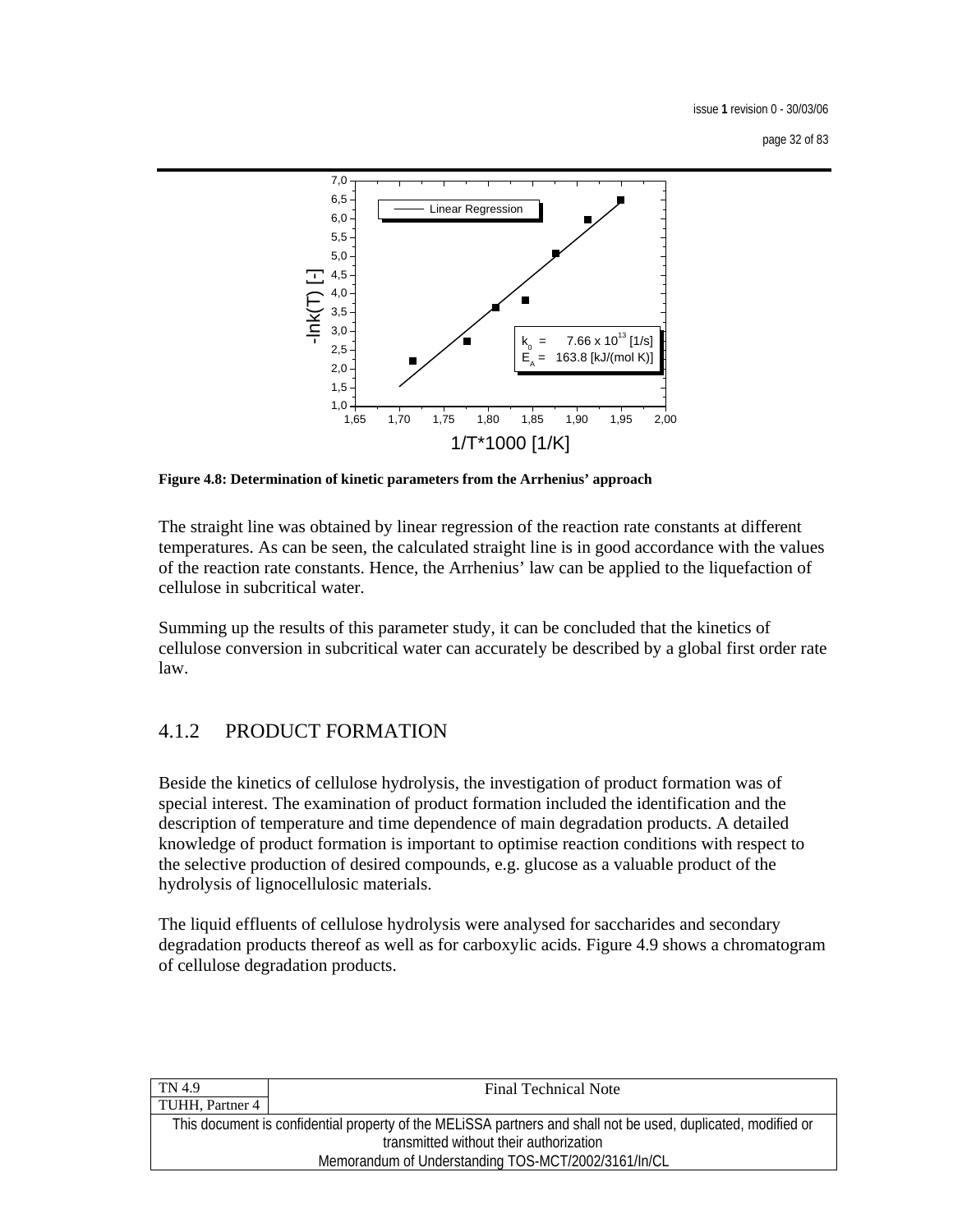**Figure 4.8: Determination of kinetic parameters from the Arrhenius' approach**

The straight line was obtained by linear regression of the reaction rate constants at different temperatures. As can be seen, the calculated straight line is in good accordance with the values of the reaction rate constants. Hence, the Arrhenius' law can be applied to the liquefaction of cellulose in subcritical water.

Summing up the results of this parameter study, it can be concluded that the kinetics of cellulose conversion in subcritical water can accurately be described by a global first order rate law.

### 4.1.2 PRODUCT FORMATION

Beside the kinetics of cellulose hydrolysis, the investigation of product formation was of special interest. The examination of product formation included the identification and the description of temperature and time dependence of main degradation products. A detailed knowledge of product formation is important to optimise reaction conditions with respect to the selective production of desired compounds, e.g. glucose as a valuable product of the hydrolysis of lignocellulosic materials.

The liquid effluents of cellulose hydrolysis were analysed for saccharides and secondary degradation products thereof as well as for carboxylic acids. Figure 4.9 shows a chromatogram of cellulose degradation products.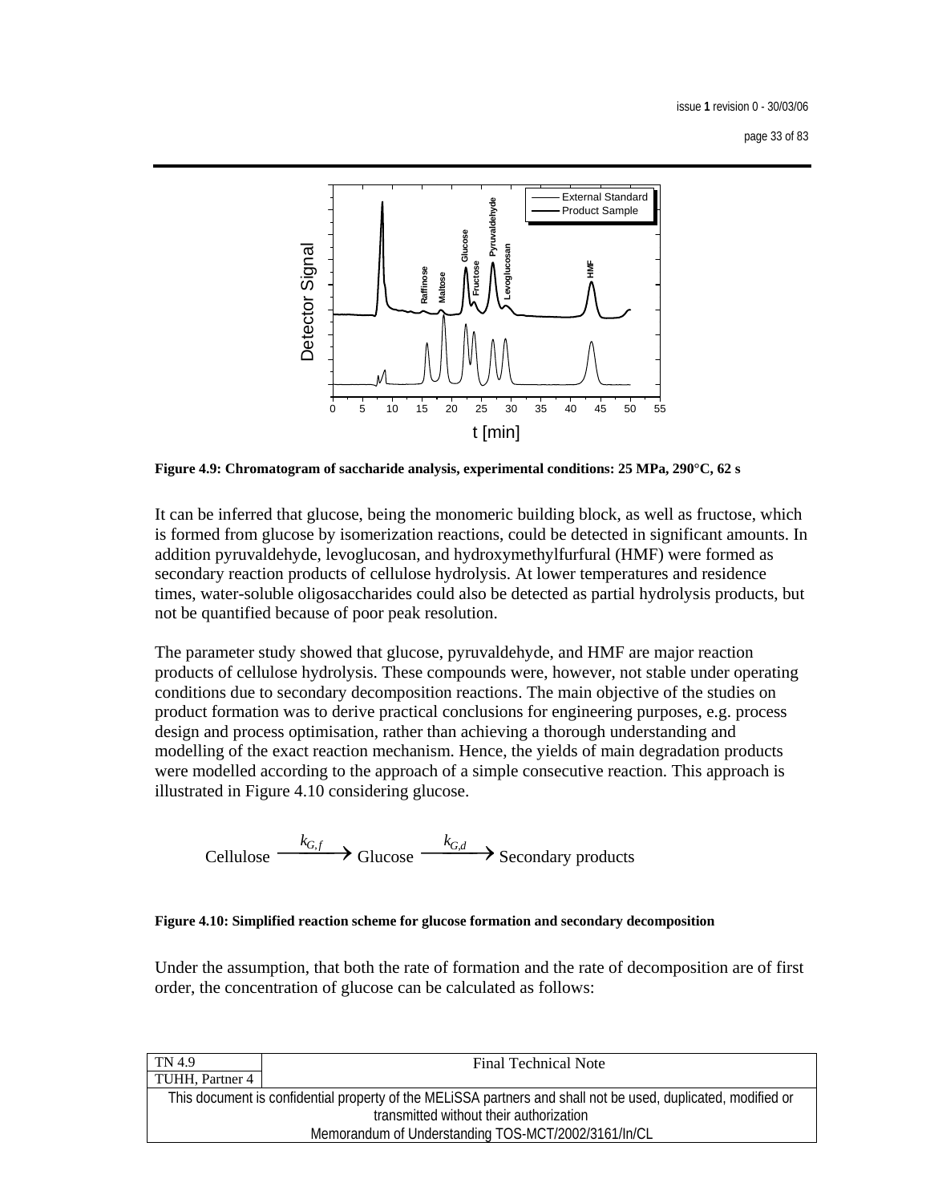**Figure 4.9: Chromatogram of saccharide analysis, experimental conditions: 25 MPa, 290°C, 62 s**

It can be inferred that glucose, being the monomeric building block, as well as fructose, which is formed from glucose by isomerization reactions, could be detected in significant amounts. In addition pyruvaldehyde, levoglucosan, and hydroxymethylfurfural (HMF) were formed as secondary reaction products of cellulose hydrolysis. At lower temperatures and residence times, water-soluble oligosaccharides could also be detected as partial hydrolysis products, but not be quantified because of poor peak resolution.

The parameter study showed that glucose, pyruvaldehyde, and HMF are major reaction products of cellulose hydrolysis. These compounds were, however, not stable under operating conditions due to secondary decomposition reactions. The main objective of the studies on product formation was to derive practical conclusions for engineering purposes, e.g. process design and process optimisation, rather than achieving a thorough understanding and modelling of the exact reaction mechanism. Hence, the yields of main degradation products were modelled according to the approach of a simple consecutive reaction. This approach is illustrated in Figure 4.10 considering glucose.

$$\text{Cellulose} \xrightarrow{k_{G,f}} \text{Glucose} \xrightarrow{k_{G,d}} \text{Secondary products}$$

**Figure 4.10: Simplified reaction scheme for glucose formation and secondary decomposition**

Under the assumption, that both the rate of formation and the rate of decomposition are of first order, the concentration of glucose can be calculated as follows:

| TN 4.9 | Final Technical Note |
|---|---|
| TUHH, Partner 4 | |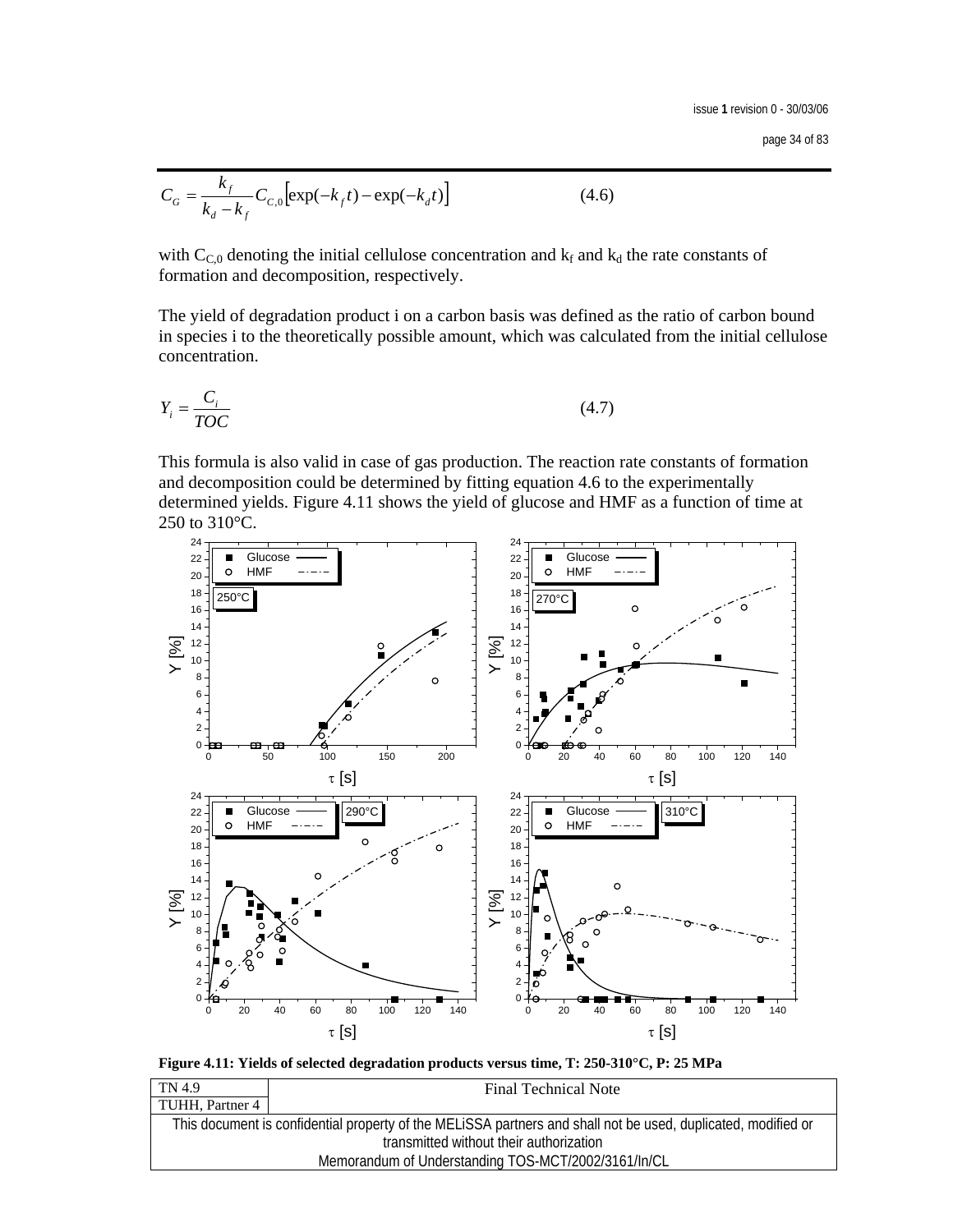$$C_G = \frac{k_f}{k_d - k_f} C_{C,0} \left[ \exp(-k_f t) - \exp(-k_d t) \right] \qquad (4.6)$$

with $C_{C,0}$ denoting the initial cellulose concentration and $k_f$ and $k_d$ the rate constants of formation and decomposition, respectively.

The yield of degradation product i on a carbon basis was defined as the ratio of carbon bound in species i to the theoretically possible amount, which was calculated from the initial cellulose concentration.

$$Y_i = \frac{C_i}{TOC} \qquad (4.7)$$

This formula is also valid in case of gas production. The reaction rate constants of formation and decomposition could be determined by fitting equation 4.6 to the experimentally determined yields. Figure 4.11 shows the yield of glucose and HMF as a function of time at 250 to 310°C.

**Figure 4.11: Yields of selected degradation products versus time, T: 250-310°C, P: 25 MPa**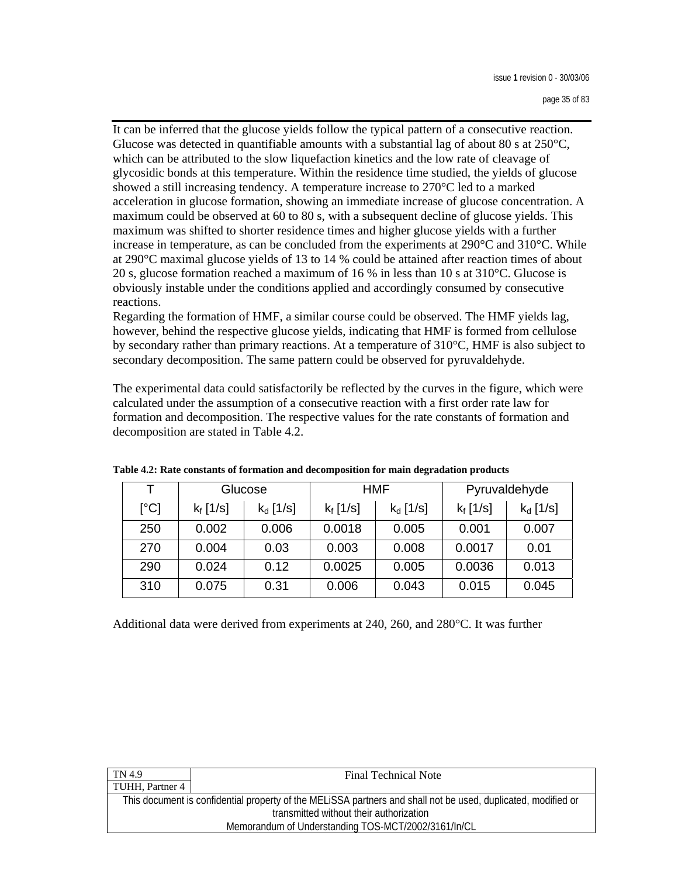It can be inferred that the glucose yields follow the typical pattern of a consecutive reaction. Glucose was detected in quantifiable amounts with a substantial lag of about 80 s at 250°C, which can be attributed to the slow liquefaction kinetics and the low rate of cleavage of glycosidic bonds at this temperature. Within the residence time studied, the yields of glucose showed a still increasing tendency. A temperature increase to 270°C led to a marked acceleration in glucose formation, showing an immediate increase of glucose concentration. A maximum could be observed at 60 to 80 s, with a subsequent decline of glucose yields. This maximum was shifted to shorter residence times and higher glucose yields with a further increase in temperature, as can be concluded from the experiments at 290°C and 310°C. While at 290°C maximal glucose yields of 13 to 14 % could be attained after reaction times of about 20 s, glucose formation reached a maximum of 16 % in less than 10 s at 310°C. Glucose is obviously instable under the conditions applied and accordingly consumed by consecutive reactions.

Regarding the formation of HMF, a similar course could be observed. The HMF yields lag, however, behind the respective glucose yields, indicating that HMF is formed from cellulose by secondary rather than primary reactions. At a temperature of 310°C, HMF is also subject to secondary decomposition. The same pattern could be observed for pyruvaldehyde.

The experimental data could satisfactorily be reflected by the curves in the figure, which were calculated under the assumption of a consecutive reaction with a first order rate law for formation and decomposition. The respective values for the rate constants of formation and decomposition are stated in Table 4.2.

**Table 4.2: Rate constants of formation and decomposition for main degradation products**

| T | Glucose | | HMF | | Pyruvaldehyde | |
|---|---|---|---|---|---|---|
| [°C] | $k_f$ [1/s] | $k_d$ [1/s] | $k_f$ [1/s] | $k_d$ [1/s] | $k_f$ [1/s] | $k_d$ [1/s] |
| 250 | 0.002 | 0.006 | 0.0018 | 0.005 | 0.001 | 0.007 |
| 270 | 0.004 | 0.03 | 0.003 | 0.008 | 0.0017 | 0.01 |
| 290 | 0.024 | 0.12 | 0.0025 | 0.005 | 0.0036 | 0.013 |
| 310 | 0.075 | 0.31 | 0.006 | 0.043 | 0.015 | 0.045 |

Additional data were derived from experiments at 240, 260, and 280°C. It was further